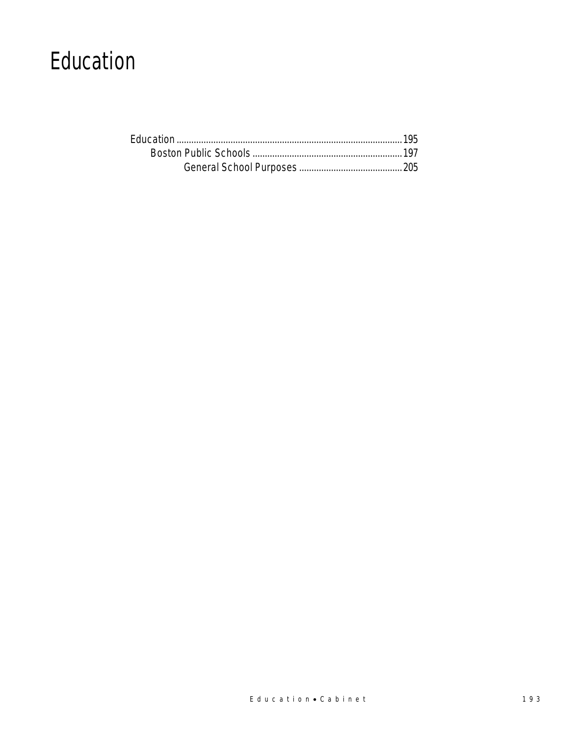# Education

Education ............................................................................................195
    Boston Public Schools ............................................................197
        General School Purposes ..........................................205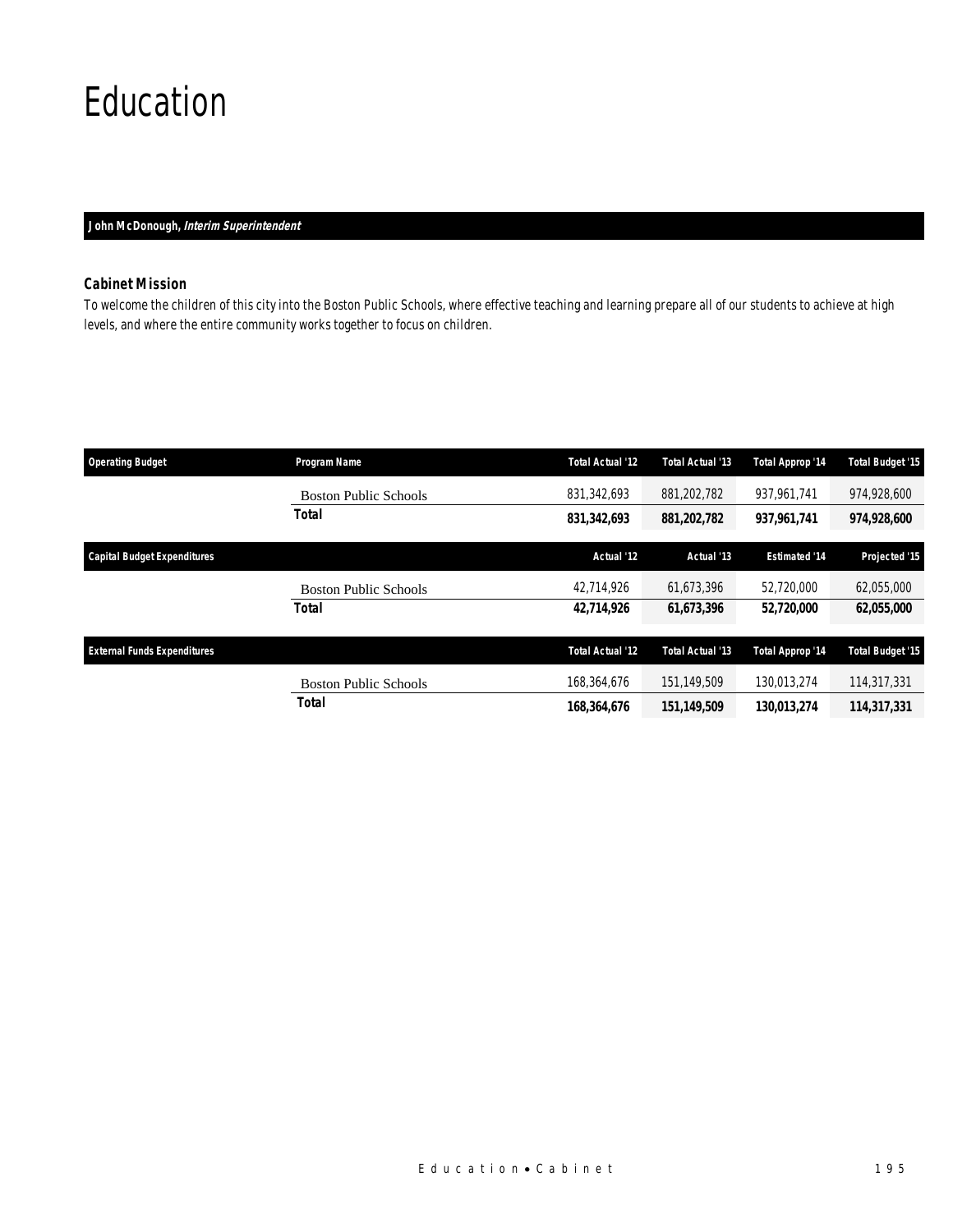# Education

**John McDonough, *Interim Superintendent***

### Cabinet Mission

*To welcome the children of this city into the Boston Public Schools, where effective teaching and learning prepare all of our students to achieve at high levels, and where the entire community works together to focus on children.*

| Operating Budget | Program Name | Total Actual '12 | Total Actual '13 | Total Approp '14 | Total Budget '15 |
|---|---|---|---|---|---|
| | Boston Public Schools | 831,342,693 | 881,202,782 | 937,961,741 | 974,928,600 |
| | **Total** | **831,342,693** | **881,202,782** | **937,961,741** | **974,928,600** |

| Capital Budget Expenditures | | Actual '12 | Actual '13 | Estimated '14 | Projected '15 |
|---|---|---|---|---|---|
| | Boston Public Schools | 42,714,926 | 61,673,396 | 52,720,000 | 62,055,000 |
| | **Total** | **42,714,926** | **61,673,396** | **52,720,000** | **62,055,000** |

| External Funds Expenditures | | Total Actual '12 | Total Actual '13 | Total Approp '14 | Total Budget '15 |
|---|---|---|---|---|---|
| | Boston Public Schools | 168,364,676 | 151,149,509 | 130,013,274 | 114,317,331 |
| | **Total** | **168,364,676** | **151,149,509** | **130,013,274** | **114,317,331** |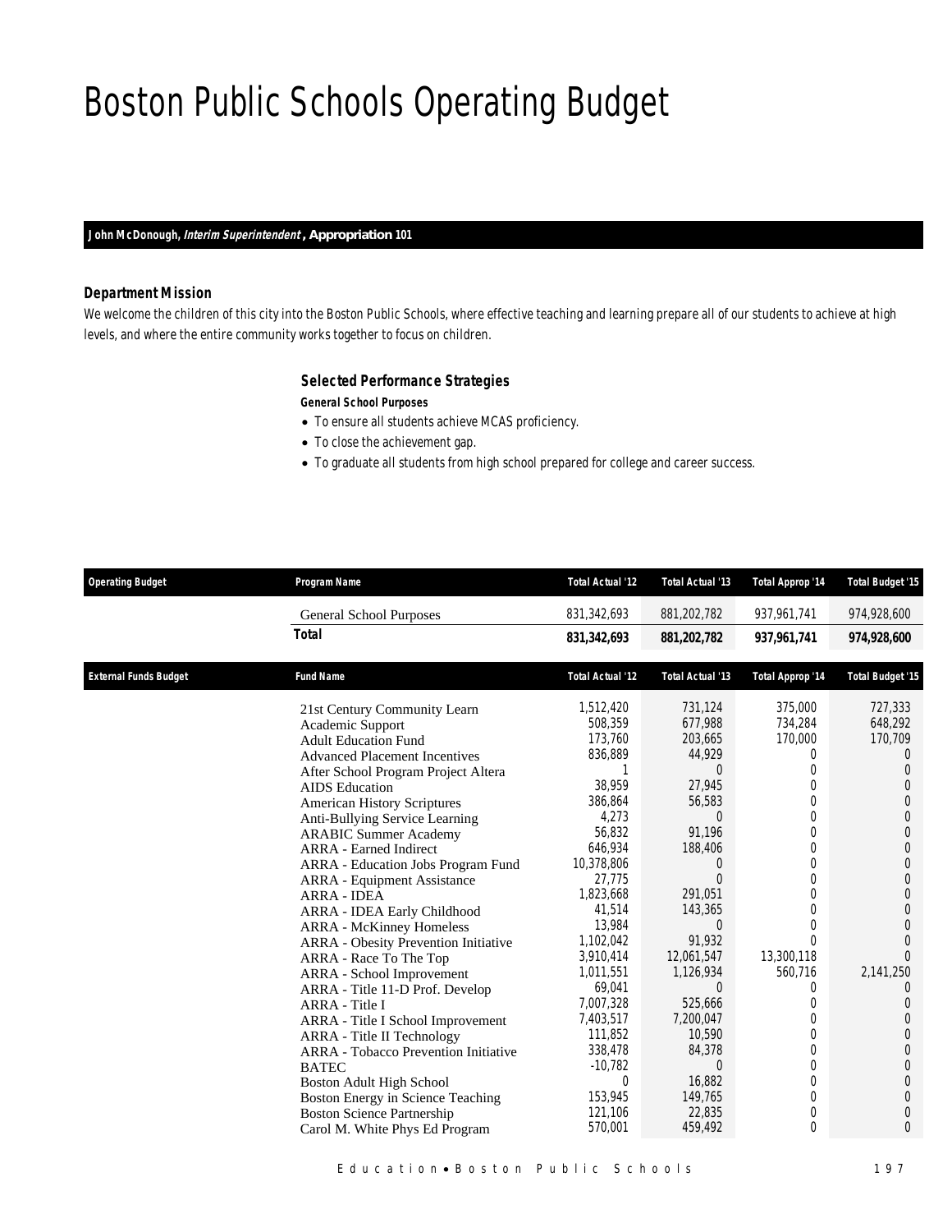# Boston Public Schools Operating Budget

**John McDonough, *Interim Superintendent*, Appropriation 101**

### Department Mission

We welcome the children of this city into the Boston Public Schools, where effective teaching and learning prepare all of our students to achieve at high levels, and where the entire community works together to focus on children.

### Selected Performance Strategies

**General School Purposes**

- To ensure all students achieve MCAS proficiency.
- To close the achievement gap.
- To graduate all students from high school prepared for college and career success.

| Operating Budget | Program Name | Total Actual '12 | Total Actual '13 | Total Approp '14 | Total Budget '15 |
|---|---|---|---|---|---|
| | General School Purposes | 831,342,693 | 881,202,782 | 937,961,741 | 974,928,600 |
| | **Total** | **831,342,693** | **881,202,782** | **937,961,741** | **974,928,600** |

| External Funds Budget | Fund Name | Total Actual '12 | Total Actual '13 | Total Approp '14 | Total Budget '15 |
|---|---|---|---|---|---|
| | 21st Century Community Learn | 1,512,420 | 731,124 | 375,000 | 727,333 |
| | Academic Support | 508,359 | 677,988 | 734,284 | 648,292 |
| | Adult Education Fund | 173,760 | 203,665 | 170,000 | 170,709 |
| | Advanced Placement Incentives | 836,889 | 44,929 | 0 | 0 |
| | After School Program Project Altera | 1 | 0 | 0 | 0 |
| | AIDS Education | 38,959 | 27,945 | 0 | 0 |
| | American History Scriptures | 386,864 | 56,583 | 0 | 0 |
| | Anti-Bullying Service Learning | 4,273 | 0 | 0 | 0 |
| | ARABIC Summer Academy | 56,832 | 91,196 | 0 | 0 |
| | ARRA - Earned Indirect | 646,934 | 188,406 | 0 | 0 |
| | ARRA - Education Jobs Program Fund | 10,378,806 | 0 | 0 | 0 |
| | ARRA - Equipment Assistance | 27,775 | 0 | 0 | 0 |
| | ARRA - IDEA | 1,823,668 | 291,051 | 0 | 0 |
| | ARRA - IDEA Early Childhood | 41,514 | 143,365 | 0 | 0 |
| | ARRA - McKinney Homeless | 13,984 | 0 | 0 | 0 |
| | ARRA - Obesity Prevention Initiative | 1,102,042 | 91,932 | 0 | 0 |
| | ARRA - Race To The Top | 3,910,414 | 12,061,547 | 13,300,118 | 0 |
| | ARRA - School Improvement | 1,011,551 | 1,126,934 | 560,716 | 2,141,250 |
| | ARRA - Title 11-D Prof. Develop | 69,041 | 0 | 0 | 0 |
| | ARRA - Title I | 7,007,328 | 525,666 | 0 | 0 |
| | ARRA - Title I School Improvement | 7,403,517 | 7,200,047 | 0 | 0 |
| | ARRA - Title II Technology | 111,852 | 10,590 | 0 | 0 |
| | ARRA - Tobacco Prevention Initiative | 338,478 | 84,378 | 0 | 0 |
| | BATEC | -10,782 | 0 | 0 | 0 |
| | Boston Adult High School | 0 | 16,882 | 0 | 0 |
| | Boston Energy in Science Teaching | 153,945 | 149,765 | 0 | 0 |
| | Boston Science Partnership | 121,106 | 22,835 | 0 | 0 |
| | Carol M. White Phys Ed Program | 570,001 | 459,492 | 0 | 0 |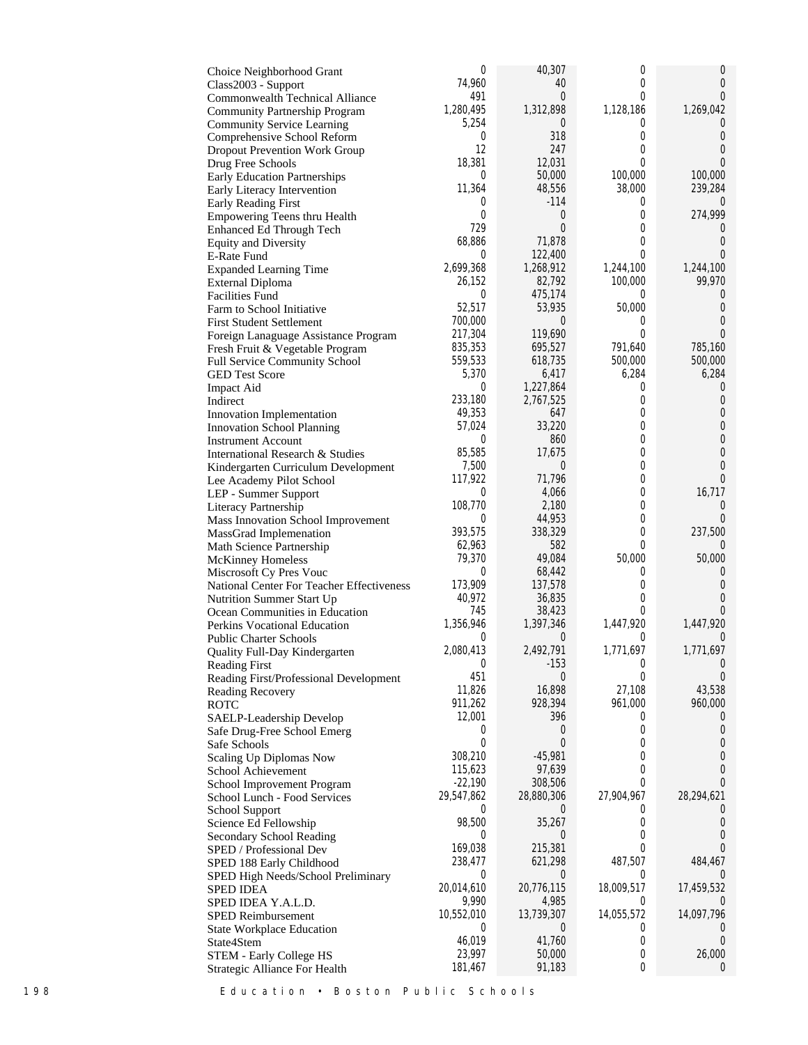| | | | | |
|---|---|---|---|---|
| Choice Neighborhood Grant | 0 | 40,307 | 0 | 0 |
| Class2003 - Support | 74,960 | 40 | 0 | 0 |
| Commonwealth Technical Alliance | 491 | 0 | 0 | 0 |
| Community Partnership Program | 1,280,495 | 1,312,898 | 1,128,186 | 1,269,042 |
| Community Service Learning | 5,254 | 0 | 0 | 0 |
| Comprehensive School Reform | 0 | 318 | 0 | 0 |
| Dropout Prevention Work Group | 12 | 247 | 0 | 0 |
| Drug Free Schools | 18,381 | 12,031 | 0 | 0 |
| Early Education Partnerships | 0 | 50,000 | 100,000 | 100,000 |
| Early Literacy Intervention | 11,364 | 48,556 | 38,000 | 239,284 |
| Early Reading First | 0 | -114 | 0 | 0 |
| Empowering Teens thru Health | 0 | 0 | 0 | 274,999 |
| Enhanced Ed Through Tech | 729 | 0 | 0 | 0 |
| Equity and Diversity | 68,886 | 71,878 | 0 | 0 |
| E-Rate Fund | 0 | 122,400 | 0 | 0 |
| Expanded Learning Time | 2,699,368 | 1,268,912 | 1,244,100 | 1,244,100 |
| External Diploma | 26,152 | 82,792 | 100,000 | 99,970 |
| Facilities Fund | 0 | 475,174 | 0 | 0 |
| Farm to School Initiative | 52,517 | 53,935 | 50,000 | 0 |
| First Student Settlement | 700,000 | 0 | 0 | 0 |
| Foreign Lanaguage Assistance Program | 217,304 | 119,690 | 0 | 0 |
| Fresh Fruit & Vegetable Program | 835,353 | 695,527 | 791,640 | 785,160 |
| Full Service Community School | 559,533 | 618,735 | 500,000 | 500,000 |
| GED Test Score | 5,370 | 6,417 | 6,284 | 6,284 |
| Impact Aid | 0 | 1,227,864 | 0 | 0 |
| Indirect | 233,180 | 2,767,525 | 0 | 0 |
| Innovation Implementation | 49,353 | 647 | 0 | 0 |
| Innovation School Planning | 57,024 | 33,220 | 0 | 0 |
| Instrument Account | 0 | 860 | 0 | 0 |
| International Research & Studies | 85,585 | 17,675 | 0 | 0 |
| Kindergarten Curriculum Development | 7,500 | 0 | 0 | 0 |
| Lee Academy Pilot School | 117,922 | 71,796 | 0 | 0 |
| LEP - Summer Support | 0 | 4,066 | 0 | 16,717 |
| Literacy Partnership | 108,770 | 2,180 | 0 | 0 |
| Mass Innovation School Improvement | 0 | 44,953 | 0 | 0 |
| MassGrad Implemenation | 393,575 | 338,329 | 0 | 237,500 |
| Math Science Partnership | 62,963 | 582 | 0 | 0 |
| McKinney Homeless | 79,370 | 49,084 | 50,000 | 50,000 |
| Miscrosoft Cy Pres Vouc | 0 | 68,442 | 0 | 0 |
| National Center For Teacher Effectiveness | 173,909 | 137,578 | 0 | 0 |
| Nutrition Summer Start Up | 40,972 | 36,835 | 0 | 0 |
| Ocean Communities in Education | 745 | 38,423 | 0 | 0 |
| Perkins Vocational Education | 1,356,946 | 1,397,346 | 1,447,920 | 1,447,920 |
| Public Charter Schools | 0 | 0 | 0 | 0 |
| Quality Full-Day Kindergarten | 2,080,413 | 2,492,791 | 1,771,697 | 1,771,697 |
| Reading First | 0 | -153 | 0 | 0 |
| Reading First/Professional Development | 451 | 0 | 0 | 0 |
| Reading Recovery | 11,826 | 16,898 | 27,108 | 43,538 |
| ROTC | 911,262 | 928,394 | 961,000 | 960,000 |
| SAELP-Leadership Develop | 12,001 | 396 | 0 | 0 |
| Safe Drug-Free School Emerg | 0 | 0 | 0 | 0 |
| Safe Schools | 0 | 0 | 0 | 0 |
| Scaling Up Diplomas Now | 308,210 | -45,981 | 0 | 0 |
| School Achievement | 115,623 | 97,639 | 0 | 0 |
| School Improvement Program | -22,190 | 308,506 | 0 | 0 |
| School Lunch - Food Services | 29,547,862 | 28,880,306 | 27,904,967 | 28,294,621 |
| School Support | 0 | 0 | 0 | 0 |
| Science Ed Fellowship | 98,500 | 35,267 | 0 | 0 |
| Secondary School Reading | 0 | 0 | 0 | 0 |
| SPED / Professional Dev | 169,038 | 215,381 | 0 | 0 |
| SPED 188 Early Childhood | 238,477 | 621,298 | 487,507 | 484,467 |
| SPED High Needs/School Preliminary | 0 | 0 | 0 | 0 |
| SPED IDEA | 20,014,610 | 20,776,115 | 18,009,517 | 17,459,532 |
| SPED IDEA Y.A.L.D. | 9,990 | 4,985 | 0 | 0 |
| SPED Reimbursement | 10,552,010 | 13,739,307 | 14,055,572 | 14,097,796 |
| State Workplace Education | 0 | 0 | 0 | 0 |
| State4Stem | 46,019 | 41,760 | 0 | 0 |
| STEM - Early College HS | 23,997 | 50,000 | 0 | 26,000 |
| Strategic Alliance For Health | 181,467 | 91,183 | 0 | 0 |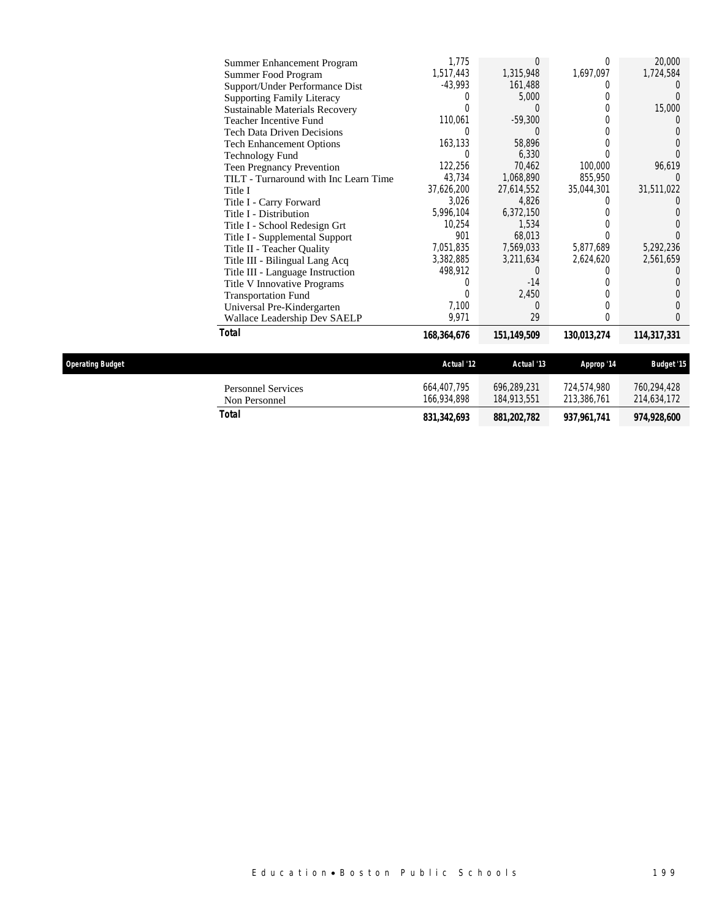| | | | | |
|---|---|---|---|---|
| Summer Enhancement Program | 1,775 | 0 | 0 | 20,000 |
| Summer Food Program | 1,517,443 | 1,315,948 | 1,697,097 | 1,724,584 |
| Support/Under Performance Dist | -43,993 | 161,488 | 0 | 0 |
| Supporting Family Literacy | 0 | 5,000 | 0 | 0 |
| Sustainable Materials Recovery | 0 | 0 | 0 | 15,000 |
| Teacher Incentive Fund | 110,061 | -59,300 | 0 | 0 |
| Tech Data Driven Decisions | 0 | 0 | 0 | 0 |
| Tech Enhancement Options | 163,133 | 58,896 | 0 | 0 |
| Technology Fund | 0 | 6,330 | 0 | 0 |
| Teen Pregnancy Prevention | 122,256 | 70,462 | 100,000 | 96,619 |
| TILT - Turnaround with Inc Learn Time | 43,734 | 1,068,890 | 855,950 | 0 |
| Title I | 37,626,200 | 27,614,552 | 35,044,301 | 31,511,022 |
| Title I - Carry Forward | 3,026 | 4,826 | 0 | 0 |
| Title I - Distribution | 5,996,104 | 6,372,150 | 0 | 0 |
| Title I - School Redesign Grt | 10,254 | 1,534 | 0 | 0 |
| Title I - Supplemental Support | 901 | 68,013 | 0 | 0 |
| Title II - Teacher Quality | 7,051,835 | 7,569,033 | 5,877,689 | 5,292,236 |
| Title III - Bilingual Lang Acq | 3,382,885 | 3,211,634 | 2,624,620 | 2,561,659 |
| Title III - Language Instruction | 498,912 | 0 | 0 | 0 |
| Title V Innovative Programs | 0 | -14 | 0 | 0 |
| Transportation Fund | 0 | 2,450 | 0 | 0 |
| Universal Pre-Kindergarten | 7,100 | 0 | 0 | 0 |
| Wallace Leadership Dev SAELP | 9,971 | 29 | 0 | 0 |
| **Total** | **168,364,676** | **151,149,509** | **130,013,274** | **114,317,331** |

| Operating Budget | Actual '12 | Actual '13 | Approp '14 | Budget '15 |
|---|---|---|---|---|
| Personnel Services | 664,407,795 | 696,289,231 | 724,574,980 | 760,294,428 |
| Non Personnel | 166,934,898 | 184,913,551 | 213,386,761 | 214,634,172 |
| **Total** | **831,342,693** | **881,202,782** | **937,961,741** | **974,928,600** |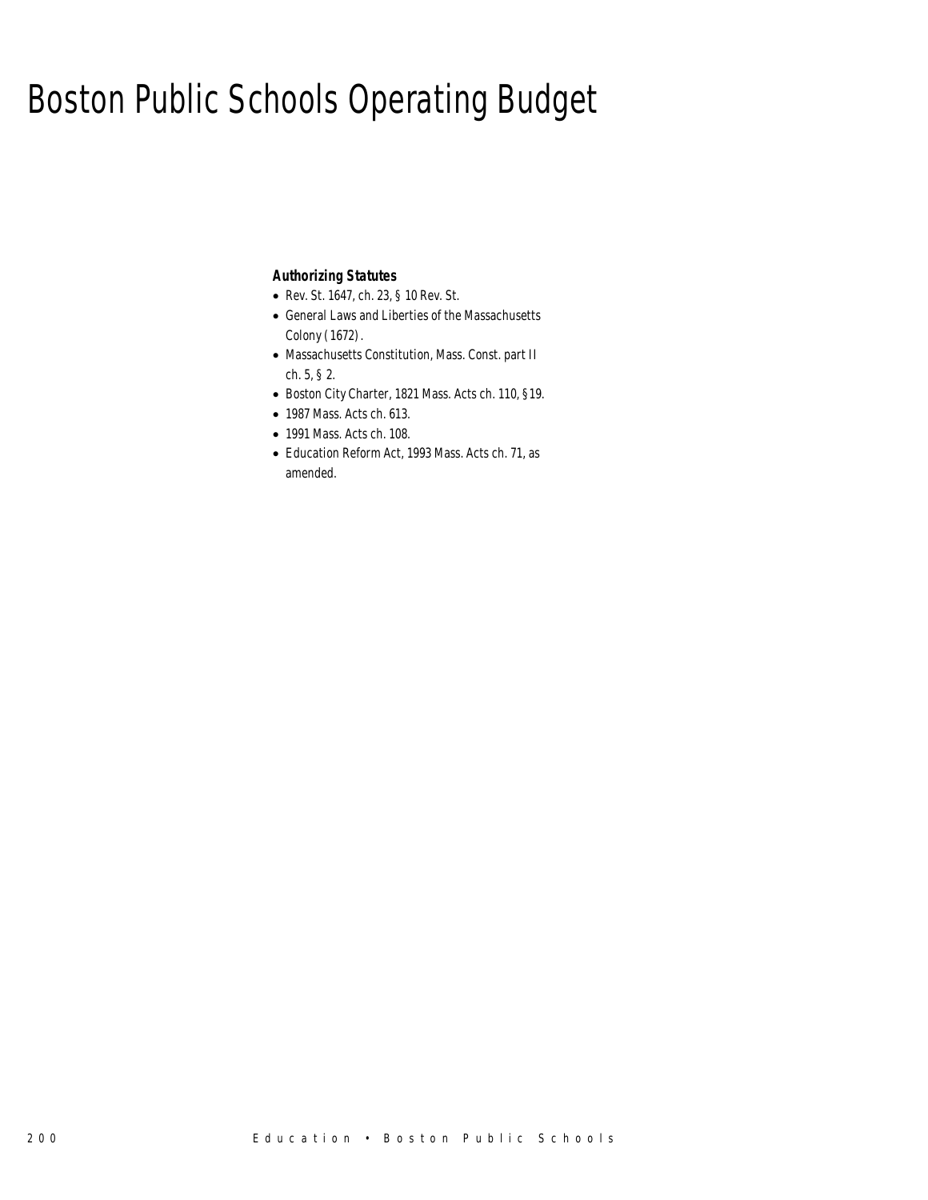# Boston Public Schools Operating Budget

***Authorizing Statutes***

- *Rev. St. 1647, ch. 23, § 10 Rev. St.*
- *General Laws and Liberties of the Massachusetts Colony (1672).*
- *Massachusetts Constitution, Mass. Const. part II ch. 5, § 2.*
- *Boston City Charter, 1821 Mass. Acts ch. 110, §19.*
- *1987 Mass. Acts ch. 613.*
- *1991 Mass. Acts ch. 108.*
- *Education Reform Act, 1993 Mass. Acts ch. 71, as amended.*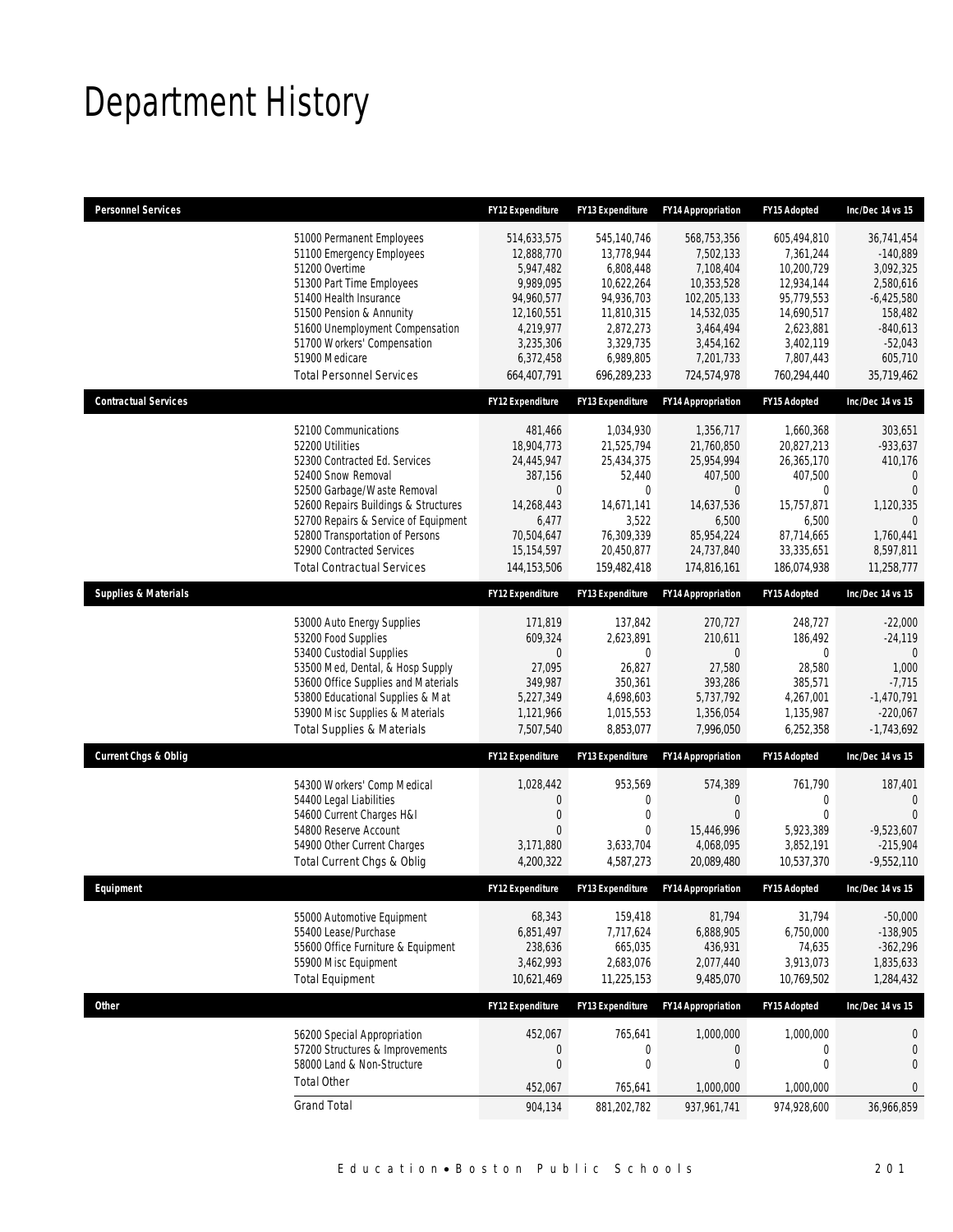# Department History

| Personnel Services | | FY12 Expenditure | FY13 Expenditure | FY14 Appropriation | FY15 Adopted | Inc/Dec 14 vs 15 |
|---|---|---|---|---|---|---|
| | 51000 Permanent Employees | 514,633,575 | 545,140,746 | 568,753,356 | 605,494,810 | 36,741,454 |
| | 51100 Emergency Employees | 12,888,770 | 13,778,944 | 7,502,133 | 7,361,244 | -140,889 |
| | 51200 Overtime | 5,947,482 | 6,808,448 | 7,108,404 | 10,200,729 | 3,092,325 |
| | 51300 Part Time Employees | 9,989,095 | 10,622,264 | 10,353,528 | 12,934,144 | 2,580,616 |
| | 51400 Health Insurance | 94,960,577 | 94,936,703 | 102,205,133 | 95,779,553 | -6,425,580 |
| | 51500 Pension & Annunity | 12,160,551 | 11,810,315 | 14,532,035 | 14,690,517 | 158,482 |
| | 51600 Unemployment Compensation | 4,219,977 | 2,872,273 | 3,464,494 | 2,623,881 | -840,613 |
| | 51700 Workers' Compensation | 3,235,306 | 3,329,735 | 3,454,162 | 3,402,119 | -52,043 |
| | 51900 Medicare | 6,372,458 | 6,989,805 | 7,201,733 | 7,807,443 | 605,710 |
| | Total Personnel Services | 664,407,791 | 696,289,233 | 724,574,978 | 760,294,440 | 35,719,462 |
| **Contractual Services** | | **FY12 Expenditure** | **FY13 Expenditure** | **FY14 Appropriation** | **FY15 Adopted** | **Inc/Dec 14 vs 15** |
| | 52100 Communications | 481,466 | 1,034,930 | 1,356,717 | 1,660,368 | 303,651 |
| | 52200 Utilities | 18,904,773 | 21,525,794 | 21,760,850 | 20,827,213 | -933,637 |
| | 52300 Contracted Ed. Services | 24,445,947 | 25,434,375 | 25,954,994 | 26,365,170 | 410,176 |
| | 52400 Snow Removal | 387,156 | 52,440 | 407,500 | 407,500 | 0 |
| | 52500 Garbage/Waste Removal | 0 | 0 | 0 | 0 | 0 |
| | 52600 Repairs Buildings & Structures | 14,268,443 | 14,671,141 | 14,637,536 | 15,757,871 | 1,120,335 |
| | 52700 Repairs & Service of Equipment | 6,477 | 3,522 | 6,500 | 6,500 | 0 |
| | 52800 Transportation of Persons | 70,504,647 | 76,309,339 | 85,954,224 | 87,714,665 | 1,760,441 |
| | 52900 Contracted Services | 15,154,597 | 20,450,877 | 24,737,840 | 33,335,651 | 8,597,811 |
| | Total Contractual Services | 144,153,506 | 159,482,418 | 174,816,161 | 186,074,938 | 11,258,777 |
| **Supplies & Materials** | | **FY12 Expenditure** | **FY13 Expenditure** | **FY14 Appropriation** | **FY15 Adopted** | **Inc/Dec 14 vs 15** |
| | 53000 Auto Energy Supplies | 171,819 | 137,842 | 270,727 | 248,727 | -22,000 |
| | 53200 Food Supplies | 609,324 | 2,623,891 | 210,611 | 186,492 | -24,119 |
| | 53400 Custodial Supplies | 0 | 0 | 0 | 0 | 0 |
| | 53500 Med, Dental, & Hosp Supply | 27,095 | 26,827 | 27,580 | 28,580 | 1,000 |
| | 53600 Office Supplies and Materials | 349,987 | 350,361 | 393,286 | 385,571 | -7,715 |
| | 53800 Educational Supplies & Mat | 5,227,349 | 4,698,603 | 5,737,792 | 4,267,001 | -1,470,791 |
| | 53900 Misc Supplies & Materials | 1,121,966 | 1,015,553 | 1,356,054 | 1,135,987 | -220,067 |
| | Total Supplies & Materials | 7,507,540 | 8,853,077 | 7,996,050 | 6,252,358 | -1,743,692 |
| **Current Chgs & Oblig** | | **FY12 Expenditure** | **FY13 Expenditure** | **FY14 Appropriation** | **FY15 Adopted** | **Inc/Dec 14 vs 15** |
| | 54300 Workers' Comp Medical | 1,028,442 | 953,569 | 574,389 | 761,790 | 187,401 |
| | 54400 Legal Liabilities | 0 | 0 | 0 | 0 | 0 |
| | 54600 Current Charges H&I | 0 | 0 | 0 | 0 | 0 |
| | 54800 Reserve Account | 0 | 0 | 15,446,996 | 5,923,389 | -9,523,607 |
| | 54900 Other Current Charges | 3,171,880 | 3,633,704 | 4,068,095 | 3,852,191 | -215,904 |
| | Total Current Chgs & Oblig | 4,200,322 | 4,587,273 | 20,089,480 | 10,537,370 | -9,552,110 |
| **Equipment** | | **FY12 Expenditure** | **FY13 Expenditure** | **FY14 Appropriation** | **FY15 Adopted** | **Inc/Dec 14 vs 15** |
| | 55000 Automotive Equipment | 68,343 | 159,418 | 81,794 | 31,794 | -50,000 |
| | 55400 Lease/Purchase | 6,851,497 | 7,717,624 | 6,888,905 | 6,750,000 | -138,905 |
| | 55600 Office Furniture & Equipment | 238,636 | 665,035 | 436,931 | 74,635 | -362,296 |
| | 55900 Misc Equipment | 3,462,993 | 2,683,076 | 2,077,440 | 3,913,073 | 1,835,633 |
| | Total Equipment | 10,621,469 | 11,225,153 | 9,485,070 | 10,769,502 | 1,284,432 |
| **Other** | | **FY12 Expenditure** | **FY13 Expenditure** | **FY14 Appropriation** | **FY15 Adopted** | **Inc/Dec 14 vs 15** |
| | 56200 Special Appropriation | 452,067 | 765,641 | 1,000,000 | 1,000,000 | 0 |
| | 57200 Structures & Improvements | 0 | 0 | 0 | 0 | 0 |
| | 58000 Land & Non-Structure | 0 | 0 | 0 | 0 | 0 |
| | Total Other | 452,067 | 765,641 | 1,000,000 | 1,000,000 | 0 |
| | Grand Total | 904,134 | 881,202,782 | 937,961,741 | 974,928,600 | 36,966,859 |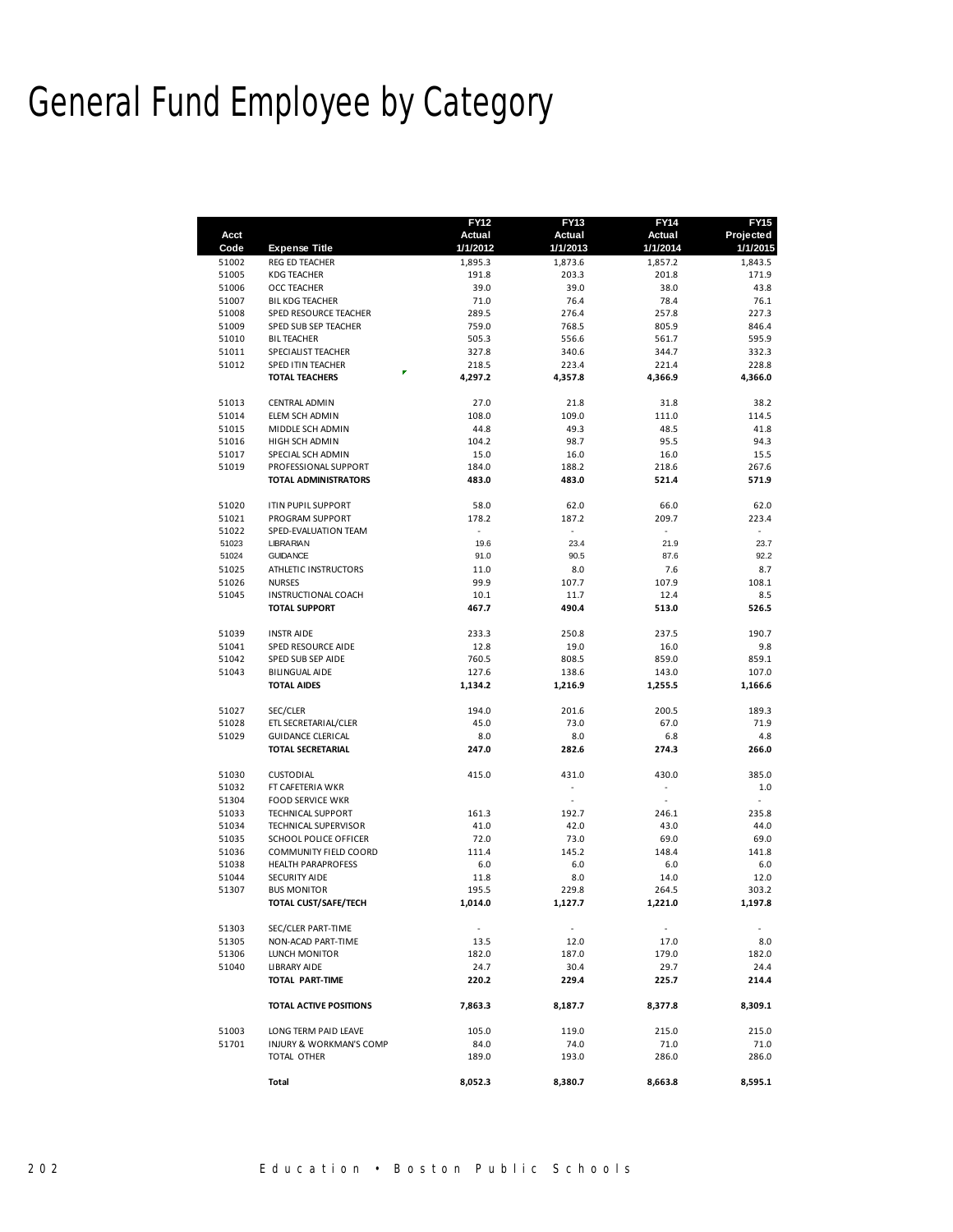# General Fund Employee by Category

| Acct Code | Expense Title | FY12 Actual 1/1/2012 | FY13 Actual 1/1/2013 | FY14 Actual 1/1/2014 | FY15 Projected 1/1/2015 |
|---|---|---|---|---|---|
| 51002 | REG ED TEACHER | 1,895.3 | 1,873.6 | 1,857.2 | 1,843.5 |
| 51005 | KDG TEACHER | 191.8 | 203.3 | 201.8 | 171.9 |
| 51006 | OCC TEACHER | 39.0 | 39.0 | 38.0 | 43.8 |
| 51007 | BIL KDG TEACHER | 71.0 | 76.4 | 78.4 | 76.1 |
| 51008 | SPED RESOURCE TEACHER | 289.5 | 276.4 | 257.8 | 227.3 |
| 51009 | SPED SUB SEP TEACHER | 759.0 | 768.5 | 805.9 | 846.4 |
| 51010 | BIL TEACHER | 505.3 | 556.6 | 561.7 | 595.9 |
| 51011 | SPECIALIST TEACHER | 327.8 | 340.6 | 344.7 | 332.3 |
| 51012 | SPED ITIN TEACHER | 218.5 | 223.4 | 221.4 | 228.8 |
| | **TOTAL TEACHERS** | **4,297.2** | **4,357.8** | **4,366.9** | **4,366.0** |
| 51013 | CENTRAL ADMIN | 27.0 | 21.8 | 31.8 | 38.2 |
| 51014 | ELEM SCH ADMIN | 108.0 | 109.0 | 111.0 | 114.5 |
| 51015 | MIDDLE SCH ADMIN | 44.8 | 49.3 | 48.5 | 41.8 |
| 51016 | HIGH SCH ADMIN | 104.2 | 98.7 | 95.5 | 94.3 |
| 51017 | SPECIAL SCH ADMIN | 15.0 | 16.0 | 16.0 | 15.5 |
| 51019 | PROFESSIONAL SUPPORT | 184.0 | 188.2 | 218.6 | 267.6 |
| | **TOTAL ADMINISTRATORS** | **483.0** | **483.0** | **521.4** | **571.9** |
| 51020 | ITIN PUPIL SUPPORT | 58.0 | 62.0 | 66.0 | 62.0 |
| 51021 | PROGRAM SUPPORT | 178.2 | 187.2 | 209.7 | 223.4 |
| 51022 | SPED-EVALUATION TEAM | - | - | - | - |
| 51023 | LIBRARIAN | 19.6 | 23.4 | 21.9 | 23.7 |
| 51024 | GUIDANCE | 91.0 | 90.5 | 87.6 | 92.2 |
| 51025 | ATHLETIC INSTRUCTORS | 11.0 | 8.0 | 7.6 | 8.7 |
| 51026 | NURSES | 99.9 | 107.7 | 107.9 | 108.1 |
| 51045 | INSTRUCTIONAL COACH | 10.1 | 11.7 | 12.4 | 8.5 |
| | **TOTAL SUPPORT** | **467.7** | **490.4** | **513.0** | **526.5** |
| 51039 | INSTR AIDE | 233.3 | 250.8 | 237.5 | 190.7 |
| 51041 | SPED RESOURCE AIDE | 12.8 | 19.0 | 16.0 | 9.8 |
| 51042 | SPED SUB SEP AIDE | 760.5 | 808.5 | 859.0 | 859.1 |
| 51043 | BILINGUAL AIDE | 127.6 | 138.6 | 143.0 | 107.0 |
| | **TOTAL AIDES** | **1,134.2** | **1,216.9** | **1,255.5** | **1,166.6** |
| 51027 | SEC/CLER | 194.0 | 201.6 | 200.5 | 189.3 |
| 51028 | ETL SECRETARIAL/CLER | 45.0 | 73.0 | 67.0 | 71.9 |
| 51029 | GUIDANCE CLERICAL | 8.0 | 8.0 | 6.8 | 4.8 |
| | **TOTAL SECRETARIAL** | **247.0** | **282.6** | **274.3** | **266.0** |
| 51030 | CUSTODIAL | 415.0 | 431.0 | 430.0 | 385.0 |
| 51032 | FT CAFETERIA WKR | | - | - | 1.0 |
| 51304 | FOOD SERVICE WKR | | - | - | - |
| 51033 | TECHNICAL SUPPORT | 161.3 | 192.7 | 246.1 | 235.8 |
| 51034 | TECHNICAL SUPERVISOR | 41.0 | 42.0 | 43.0 | 44.0 |
| 51035 | SCHOOL POLICE OFFICER | 72.0 | 73.0 | 69.0 | 69.0 |
| 51036 | COMMUNITY FIELD COORD | 111.4 | 145.2 | 148.4 | 141.8 |
| 51038 | HEALTH PARAPROFESS | 6.0 | 6.0 | 6.0 | 6.0 |
| 51044 | SECURITY AIDE | 11.8 | 8.0 | 14.0 | 12.0 |
| 51307 | BUS MONITOR | 195.5 | 229.8 | 264.5 | 303.2 |
| | **TOTAL CUST/SAFE/TECH** | **1,014.0** | **1,127.7** | **1,221.0** | **1,197.8** |
| 51303 | SEC/CLER PART-TIME | - | - | - | - |
| 51305 | NON-ACAD PART-TIME | 13.5 | 12.0 | 17.0 | 8.0 |
| 51306 | LUNCH MONITOR | 182.0 | 187.0 | 179.0 | 182.0 |
| 51040 | LIBRARY AIDE | 24.7 | 30.4 | 29.7 | 24.4 |
| | **TOTAL PART-TIME** | **220.2** | **229.4** | **225.7** | **214.4** |
| | **TOTAL ACTIVE POSITIONS** | **7,863.3** | **8,187.7** | **8,377.8** | **8,309.1** |
| 51003 | LONG TERM PAID LEAVE | 105.0 | 119.0 | 215.0 | 215.0 |
| 51701 | INJURY & WORKMAN'S COMP | 84.0 | 74.0 | 71.0 | 71.0 |
| | TOTAL OTHER | 189.0 | 193.0 | 286.0 | 286.0 |
| | **Total** | **8,052.3** | **8,380.7** | **8,663.8** | **8,595.1** |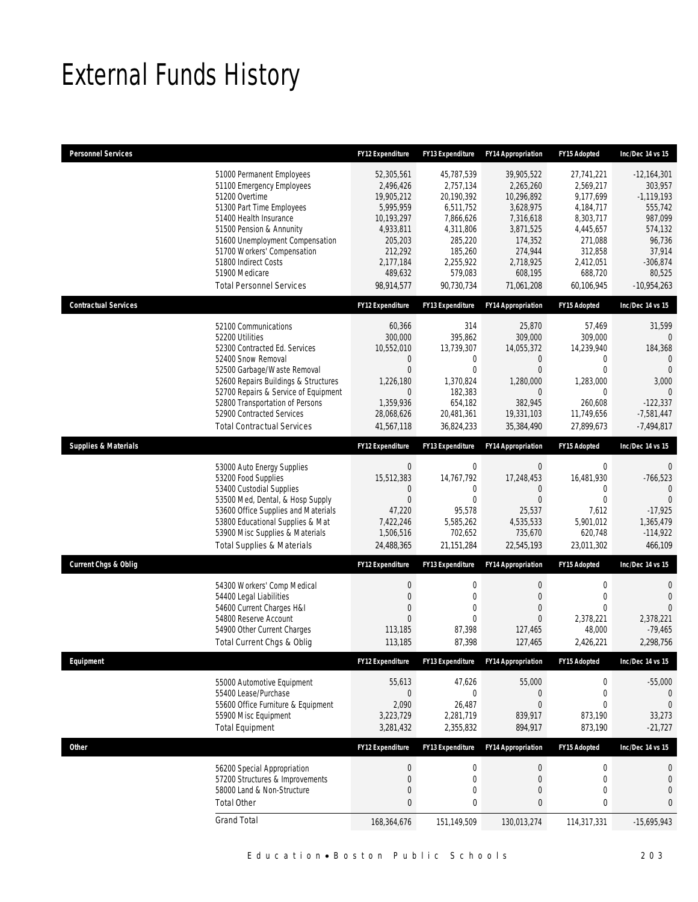# External Funds History

| Personnel Services | | FY12 Expenditure | FY13 Expenditure | FY14 Appropriation | FY15 Adopted | Inc/Dec 14 vs 15 |
|---|---|---|---|---|---|---|
| | 51000 Permanent Employees | 52,305,561 | 45,787,539 | 39,905,522 | 27,741,221 | -12,164,301 |
| | 51100 Emergency Employees | 2,496,426 | 2,757,134 | 2,265,260 | 2,569,217 | 303,957 |
| | 51200 Overtime | 19,905,212 | 20,190,392 | 10,296,892 | 9,177,699 | -1,119,193 |
| | 51300 Part Time Employees | 5,995,959 | 6,511,752 | 3,628,975 | 4,184,717 | 555,742 |
| | 51400 Health Insurance | 10,193,297 | 7,866,626 | 7,316,618 | 8,303,717 | 987,099 |
| | 51500 Pension & Annunity | 4,933,811 | 4,311,806 | 3,871,525 | 4,445,657 | 574,132 |
| | 51600 Unemployment Compensation | 205,203 | 285,220 | 174,352 | 271,088 | 96,736 |
| | 51700 Workers' Compensation | 212,292 | 185,260 | 274,944 | 312,858 | 37,914 |
| | 51800 Indirect Costs | 2,177,184 | 2,255,922 | 2,718,925 | 2,412,051 | -306,874 |
| | 51900 Medicare | 489,632 | 579,083 | 608,195 | 688,720 | 80,525 |
| | Total Personnel Services | 98,914,577 | 90,730,734 | 71,061,208 | 60,106,945 | -10,954,263 |
| **Contractual Services** | | **FY12 Expenditure** | **FY13 Expenditure** | **FY14 Appropriation** | **FY15 Adopted** | **Inc/Dec 14 vs 15** |
| | 52100 Communications | 60,366 | 314 | 25,870 | 57,469 | 31,599 |
| | 52200 Utilities | 300,000 | 395,862 | 309,000 | 309,000 | 0 |
| | 52300 Contracted Ed. Services | 10,552,010 | 13,739,307 | 14,055,372 | 14,239,940 | 184,368 |
| | 52400 Snow Removal | 0 | 0 | 0 | 0 | 0 |
| | 52500 Garbage/Waste Removal | 0 | 0 | 0 | 0 | 0 |
| | 52600 Repairs Buildings & Structures | 1,226,180 | 1,370,824 | 1,280,000 | 1,283,000 | 3,000 |
| | 52700 Repairs & Service of Equipment | 0 | 182,383 | 0 | 0 | 0 |
| | 52800 Transportation of Persons | 1,359,936 | 654,182 | 382,945 | 260,608 | -122,337 |
| | 52900 Contracted Services | 28,068,626 | 20,481,361 | 19,331,103 | 11,749,656 | -7,581,447 |
| | Total Contractual Services | 41,567,118 | 36,824,233 | 35,384,490 | 27,899,673 | -7,494,817 |
| **Supplies & Materials** | | **FY12 Expenditure** | **FY13 Expenditure** | **FY14 Appropriation** | **FY15 Adopted** | **Inc/Dec 14 vs 15** |
| | 53000 Auto Energy Supplies | 0 | 0 | 0 | 0 | 0 |
| | 53200 Food Supplies | 15,512,383 | 14,767,792 | 17,248,453 | 16,481,930 | -766,523 |
| | 53400 Custodial Supplies | 0 | 0 | 0 | 0 | 0 |
| | 53500 Med, Dental, & Hosp Supply | 0 | 0 | 0 | 0 | 0 |
| | 53600 Office Supplies and Materials | 47,220 | 95,578 | 25,537 | 7,612 | -17,925 |
| | 53800 Educational Supplies & Mat | 7,422,246 | 5,585,262 | 4,535,533 | 5,901,012 | 1,365,479 |
| | 53900 Misc Supplies & Materials | 1,506,516 | 702,652 | 735,670 | 620,748 | -114,922 |
| | Total Supplies & Materials | 24,488,365 | 21,151,284 | 22,545,193 | 23,011,302 | 466,109 |
| **Current Chgs & Oblig** | | **FY12 Expenditure** | **FY13 Expenditure** | **FY14 Appropriation** | **FY15 Adopted** | **Inc/Dec 14 vs 15** |
| | 54300 Workers' Comp Medical | 0 | 0 | 0 | 0 | 0 |
| | 54400 Legal Liabilities | 0 | 0 | 0 | 0 | 0 |
| | 54600 Current Charges H&I | 0 | 0 | 0 | 0 | 0 |
| | 54800 Reserve Account | 0 | 0 | 0 | 2,378,221 | 2,378,221 |
| | 54900 Other Current Charges | 113,185 | 87,398 | 127,465 | 48,000 | -79,465 |
| | Total Current Chgs & Oblig | 113,185 | 87,398 | 127,465 | 2,426,221 | 2,298,756 |
| **Equipment** | | **FY12 Expenditure** | **FY13 Expenditure** | **FY14 Appropriation** | **FY15 Adopted** | **Inc/Dec 14 vs 15** |
| | 55000 Automotive Equipment | 55,613 | 47,626 | 55,000 | 0 | -55,000 |
| | 55400 Lease/Purchase | 0 | 0 | 0 | 0 | 0 |
| | 55600 Office Furniture & Equipment | 2,090 | 26,487 | 0 | 0 | 0 |
| | 55900 Misc Equipment | 3,223,729 | 2,281,719 | 839,917 | 873,190 | 33,273 |
| | Total Equipment | 3,281,432 | 2,355,832 | 894,917 | 873,190 | -21,727 |
| **Other** | | **FY12 Expenditure** | **FY13 Expenditure** | **FY14 Appropriation** | **FY15 Adopted** | **Inc/Dec 14 vs 15** |
| | 56200 Special Appropriation | 0 | 0 | 0 | 0 | 0 |
| | 57200 Structures & Improvements | 0 | 0 | 0 | 0 | 0 |
| | 58000 Land & Non-Structure | 0 | 0 | 0 | 0 | 0 |
| | Total Other | 0 | 0 | 0 | 0 | 0 |
| | Grand Total | 168,364,676 | 151,149,509 | 130,013,274 | 114,317,331 | -15,695,943 |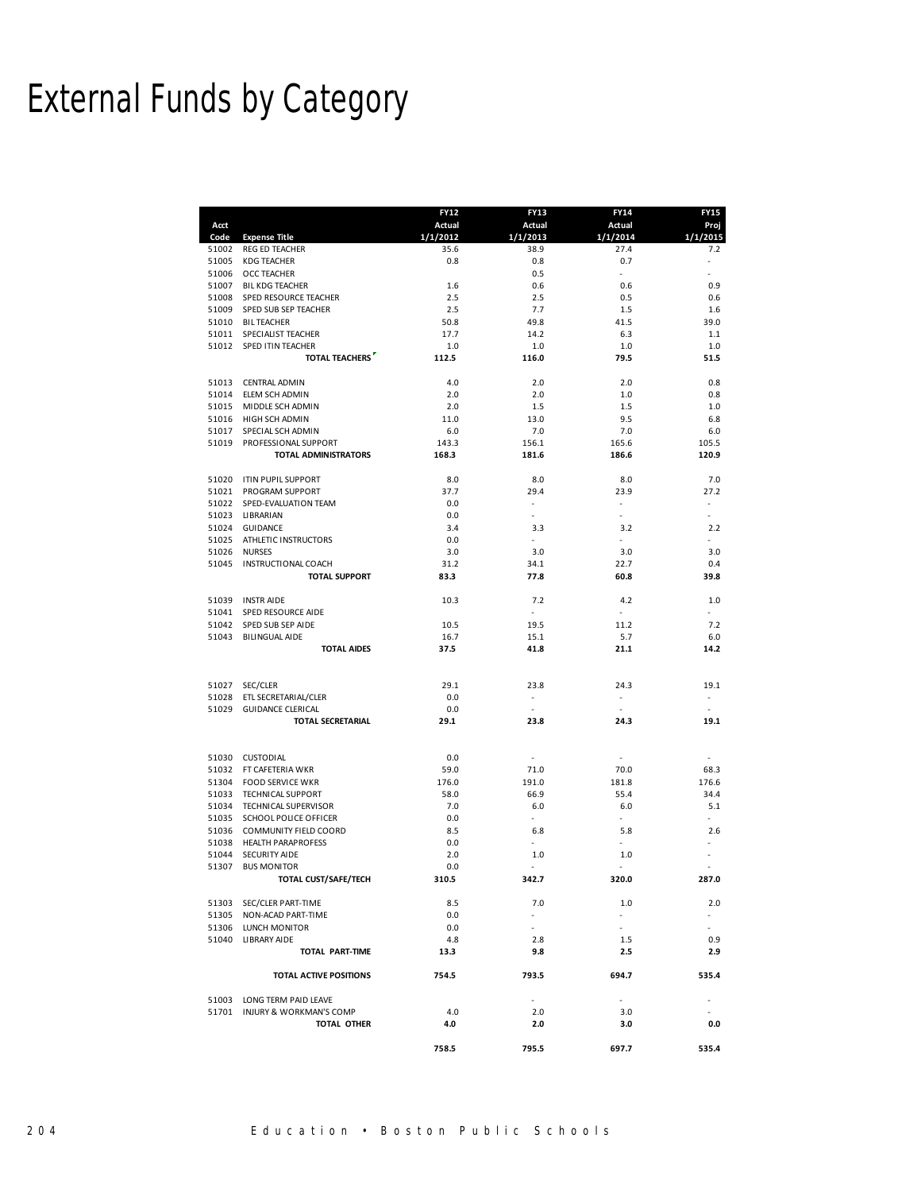# External Funds by Category

| Acct Code | Expense Title | FY12 Actual 1/1/2012 | FY13 Actual 1/1/2013 | FY14 Actual 1/1/2014 | FY15 Proj 1/1/2015 |
|---|---|---|---|---|---|
| 51002 | REG ED TEACHER | 35.6 | 38.9 | 27.4 | 7.2 |
| 51005 | KDG TEACHER | 0.8 | 0.8 | 0.7 | - |
| 51006 | OCC TEACHER | | 0.5 | - | - |
| 51007 | BIL KDG TEACHER | 1.6 | 0.6 | 0.6 | 0.9 |
| 51008 | SPED RESOURCE TEACHER | 2.5 | 2.5 | 0.5 | 0.6 |
| 51009 | SPED SUB SEP TEACHER | 2.5 | 7.7 | 1.5 | 1.6 |
| 51010 | BIL TEACHER | 50.8 | 49.8 | 41.5 | 39.0 |
| 51011 | SPECIALIST TEACHER | 17.7 | 14.2 | 6.3 | 1.1 |
| 51012 | SPED ITIN TEACHER | 1.0 | 1.0 | 1.0 | 1.0 |
| | **TOTAL TEACHERS** | **112.5** | **116.0** | **79.5** | **51.5** |
| 51013 | CENTRAL ADMIN | 4.0 | 2.0 | 2.0 | 0.8 |
| 51014 | ELEM SCH ADMIN | 2.0 | 2.0 | 1.0 | 0.8 |
| 51015 | MIDDLE SCH ADMIN | 2.0 | 1.5 | 1.5 | 1.0 |
| 51016 | HIGH SCH ADMIN | 11.0 | 13.0 | 9.5 | 6.8 |
| 51017 | SPECIAL SCH ADMIN | 6.0 | 7.0 | 7.0 | 6.0 |
| 51019 | PROFESSIONAL SUPPORT | 143.3 | 156.1 | 165.6 | 105.5 |
| | **TOTAL ADMINISTRATORS** | **168.3** | **181.6** | **186.6** | **120.9** |
| 51020 | ITIN PUPIL SUPPORT | 8.0 | 8.0 | 8.0 | 7.0 |
| 51021 | PROGRAM SUPPORT | 37.7 | 29.4 | 23.9 | 27.2 |
| 51022 | SPED-EVALUATION TEAM | 0.0 | - | - | - |
| 51023 | LIBRARIAN | 0.0 | - | - | - |
| 51024 | GUIDANCE | 3.4 | 3.3 | 3.2 | 2.2 |
| 51025 | ATHLETIC INSTRUCTORS | 0.0 | - | - | - |
| 51026 | NURSES | 3.0 | 3.0 | 3.0 | 3.0 |
| 51045 | INSTRUCTIONAL COACH | 31.2 | 34.1 | 22.7 | 0.4 |
| | **TOTAL SUPPORT** | **83.3** | **77.8** | **60.8** | **39.8** |
| 51039 | INSTR AIDE | 10.3 | 7.2 | 4.2 | 1.0 |
| 51041 | SPED RESOURCE AIDE | | - | - | - |
| 51042 | SPED SUB SEP AIDE | 10.5 | 19.5 | 11.2 | 7.2 |
| 51043 | BILINGUAL AIDE | 16.7 | 15.1 | 5.7 | 6.0 |
| | **TOTAL AIDES** | **37.5** | **41.8** | **21.1** | **14.2** |
| 51027 | SEC/CLER | 29.1 | 23.8 | 24.3 | 19.1 |
| 51028 | ETL SECRETARIAL/CLER | 0.0 | - | - | - |
| 51029 | GUIDANCE CLERICAL | 0.0 | - | - | - |
| | **TOTAL SECRETARIAL** | **29.1** | **23.8** | **24.3** | **19.1** |
| 51030 | CUSTODIAL | 0.0 | - | - | - |
| 51032 | FT CAFETERIA WKR | 59.0 | 71.0 | 70.0 | 68.3 |
| 51304 | FOOD SERVICE WKR | 176.0 | 191.0 | 181.8 | 176.6 |
| 51033 | TECHNICAL SUPPORT | 58.0 | 66.9 | 55.4 | 34.4 |
| 51034 | TECHNICAL SUPERVISOR | 7.0 | 6.0 | 6.0 | 5.1 |
| 51035 | SCHOOL POLICE OFFICER | 0.0 | - | - | - |
| 51036 | COMMUNITY FIELD COORD | 8.5 | 6.8 | 5.8 | 2.6 |
| 51038 | HEALTH PARAPROFESS | 0.0 | - | - | - |
| 51044 | SECURITY AIDE | 2.0 | 1.0 | 1.0 | - |
| 51307 | BUS MONITOR | 0.0 | - | - | - |
| | **TOTAL CUST/SAFE/TECH** | **310.5** | **342.7** | **320.0** | **287.0** |
| 51303 | SEC/CLER PART-TIME | 8.5 | 7.0 | 1.0 | 2.0 |
| 51305 | NON-ACAD PART-TIME | 0.0 | - | - | - |
| 51306 | LUNCH MONITOR | 0.0 | - | - | - |
| 51040 | LIBRARY AIDE | 4.8 | 2.8 | 1.5 | 0.9 |
| | **TOTAL PART-TIME** | **13.3** | **9.8** | **2.5** | **2.9** |
| | **TOTAL ACTIVE POSITIONS** | **754.5** | **793.5** | **694.7** | **535.4** |
| 51003 | LONG TERM PAID LEAVE | | - | - | - |
| 51701 | INJURY & WORKMAN'S COMP | 4.0 | 2.0 | 3.0 | - |
| | **TOTAL OTHER** | **4.0** | **2.0** | **3.0** | **0.0** |
| | | **758.5** | **795.5** | **697.7** | **535.4** |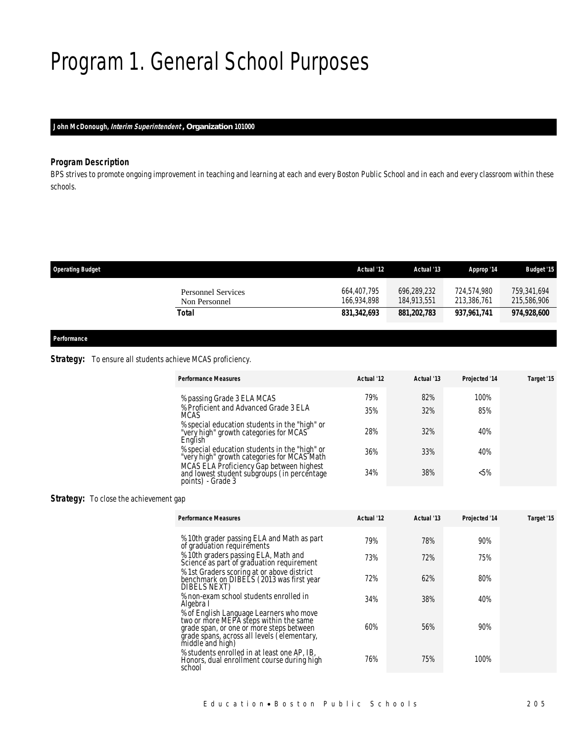# Program 1. General School Purposes

**John McDonough, *Interim Superintendent*, Organization 101000**

### *Program Description*

*BPS strives to promote ongoing improvement in teaching and learning at each and every Boston Public School and in each and every classroom within these schools.*

| Operating Budget | Actual '12 | Actual '13 | Approp '14 | Budget '15 |
|---|---|---|---|---|
| Personnel Services | 664,407,795 | 696,289,232 | 724,574,980 | 759,341,694 |
| Non Personnel | 166,934,898 | 184,913,551 | 213,386,761 | 215,586,906 |
| **Total** | **831,342,693** | **881,202,783** | **937,961,741** | **974,928,600** |

### *Performance*

**Strategy:** To ensure all students achieve MCAS proficiency.

| Performance Measures | Actual '12 | Actual '13 | Projected '14 | Target '15 |
|---|---|---|---|---|
| % passing Grade 3 ELA MCAS | 79% | 82% | 100% | |
| % Proficient and Advanced Grade 3 ELA MCAS | 35% | 32% | 85% | |
| % special education students in the "high" or "very high" growth categories for MCAS English | 28% | 32% | 40% | |
| % special education students in the "high" or "very high" growth categories for MCAS Math | 36% | 33% | 40% | |
| MCAS ELA Proficiency Gap between highest and lowest student subgroups (in percentage points) - Grade 3 | 34% | 38% | <5% | |

**Strategy:** To close the achievement gap

| Performance Measures | Actual '12 | Actual '13 | Projected '14 | Target '15 |
|---|---|---|---|---|
| % 10th grader passing ELA and Math as part of graduation requirements | 79% | 78% | 90% | |
| % 10th graders passing ELA, Math and Science as part of graduation requirement | 73% | 72% | 75% | |
| % 1st Graders scoring at or above district benchmark on DIBELS (2013 was first year DIBELS NEXT) | 72% | 62% | 80% | |
| % non-exam school students enrolled in Algebra I | 34% | 38% | 40% | |
| % of English Language Learners who move two or more MEPA steps within the same grade span, or one or more steps between grade spans, across all levels (elementary, middle and high) | 60% | 56% | 90% | |
| % students enrolled in at least one AP, IB, Honors, dual enrollment course during high school | 76% | 75% | 100% | |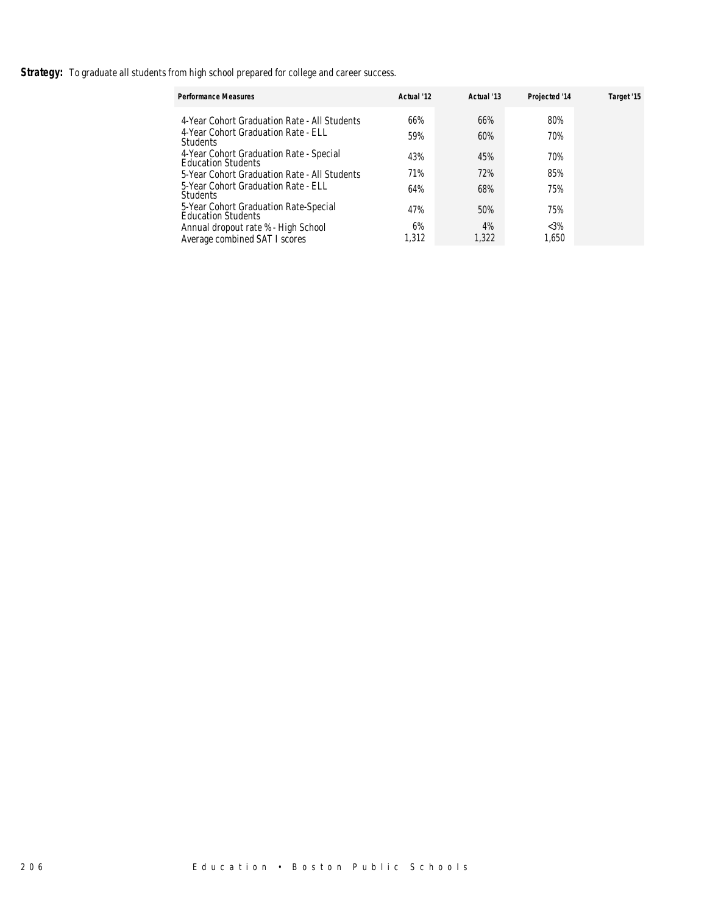**Strategy:** To graduate all students from high school prepared for college and career success.

| Performance Measures | Actual '12 | Actual '13 | Projected '14 | Target '15 |
|---|---|---|---|---|
| 4-Year Cohort Graduation Rate - All Students | 66% | 66% | 80% | |
| 4-Year Cohort Graduation Rate - ELL Students | 59% | 60% | 70% | |
| 4-Year Cohort Graduation Rate - Special Education Students | 43% | 45% | 70% | |
| 5-Year Cohort Graduation Rate - All Students | 71% | 72% | 85% | |
| 5-Year Cohort Graduation Rate - ELL Students | 64% | 68% | 75% | |
| 5-Year Cohort Graduation Rate-Special Education Students | 47% | 50% | 75% | |
| Annual dropout rate % - High School | 6% | 4% | <3% | |
| Average combined SAT I scores | 1,312 | 1,322 | 1,650 | |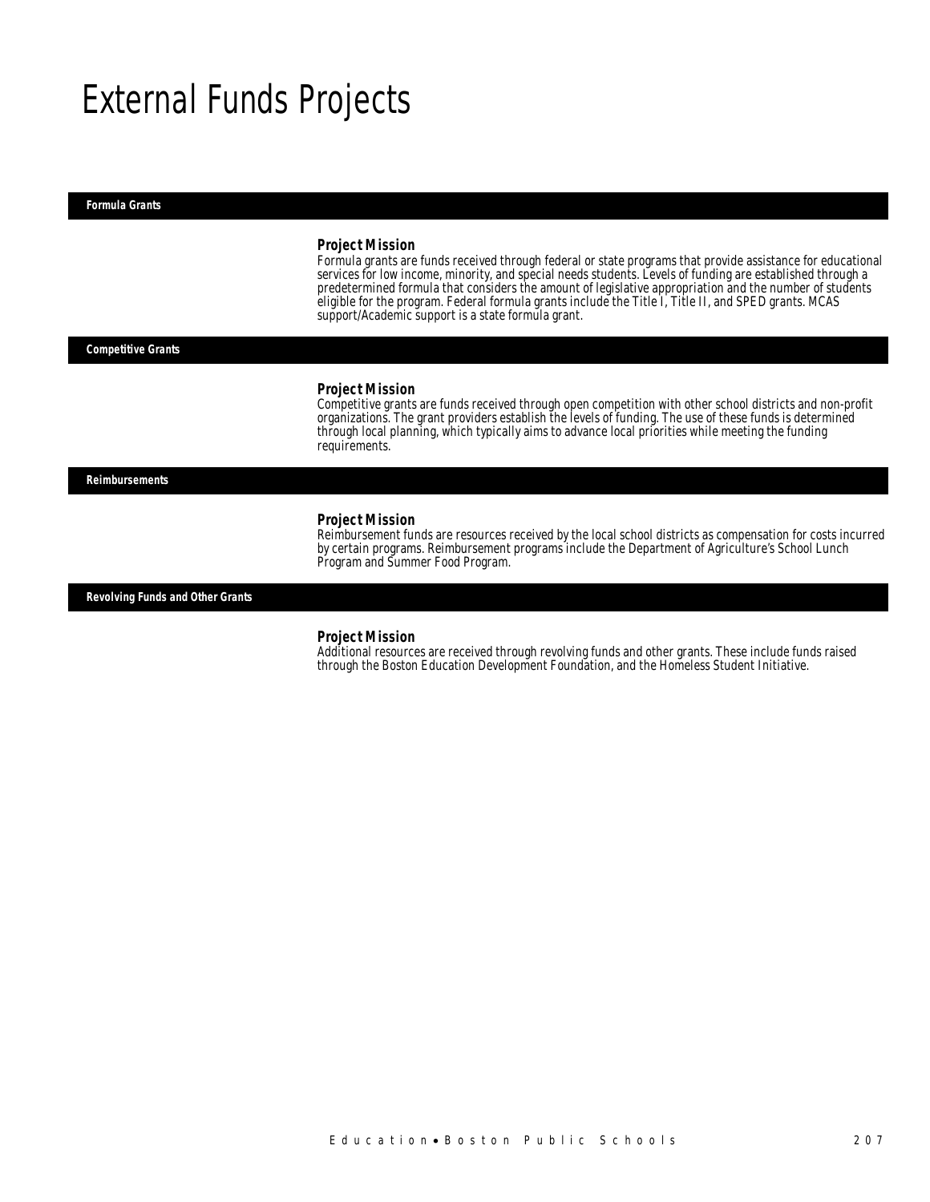# External Funds Projects

## Formula Grants

### Project Mission

Formula grants are funds received through federal or state programs that provide assistance for educational services for low income, minority, and special needs students. Levels of funding are established through a predetermined formula that considers the amount of legislative appropriation and the number of students eligible for the program. Federal formula grants include the Title I, Title II, and SPED grants. MCAS support/Academic support is a state formula grant.

## Competitive Grants

### Project Mission

Competitive grants are funds received through open competition with other school districts and non-profit organizations. The grant providers establish the levels of funding. The use of these funds is determined through local planning, which typically aims to advance local priorities while meeting the funding requirements.

## Reimbursements

### Project Mission

Reimbursement funds are resources received by the local school districts as compensation for costs incurred by certain programs. Reimbursement programs include the Department of Agriculture's School Lunch Program and Summer Food Program.

## Revolving Funds and Other Grants

### Project Mission

Additional resources are received through revolving funds and other grants. These include funds raised through the Boston Education Development Foundation, and the Homeless Student Initiative.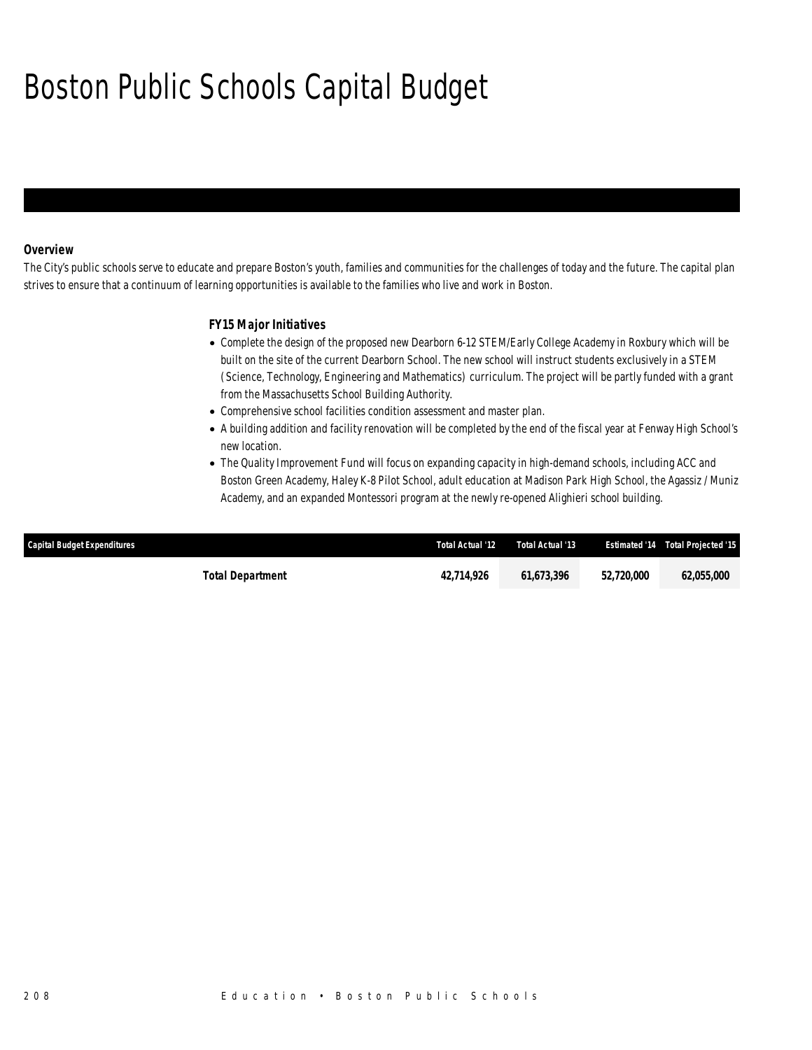# Boston Public Schools Capital Budget

### Overview

The City's public schools serve to educate and prepare Boston's youth, families and communities for the challenges of today and the future. The capital plan strives to ensure that a continuum of learning opportunities is available to the families who live and work in Boston.

### FY15 Major Initiatives

- Complete the design of the proposed new Dearborn 6-12 STEM/Early College Academy in Roxbury which will be built on the site of the current Dearborn School. The new school will instruct students exclusively in a STEM (Science, Technology, Engineering and Mathematics) curriculum. The project will be partly funded with a grant from the Massachusetts School Building Authority.
- Comprehensive school facilities condition assessment and master plan.
- A building addition and facility renovation will be completed by the end of the fiscal year at Fenway High School's new location.
- The Quality Improvement Fund will focus on expanding capacity in high-demand schools, including ACC and Boston Green Academy, Haley K-8 Pilot School, adult education at Madison Park High School, the Agassiz / Muniz Academy, and an expanded Montessori program at the newly re-opened Alighieri school building.

| Capital Budget Expenditures | Total Actual '12 | Total Actual '13 | Estimated '14 | Total Projected '15 |
|---|---|---|---|---|
| **Total Department** | **42,714,926** | **61,673,396** | **52,720,000** | **62,055,000** |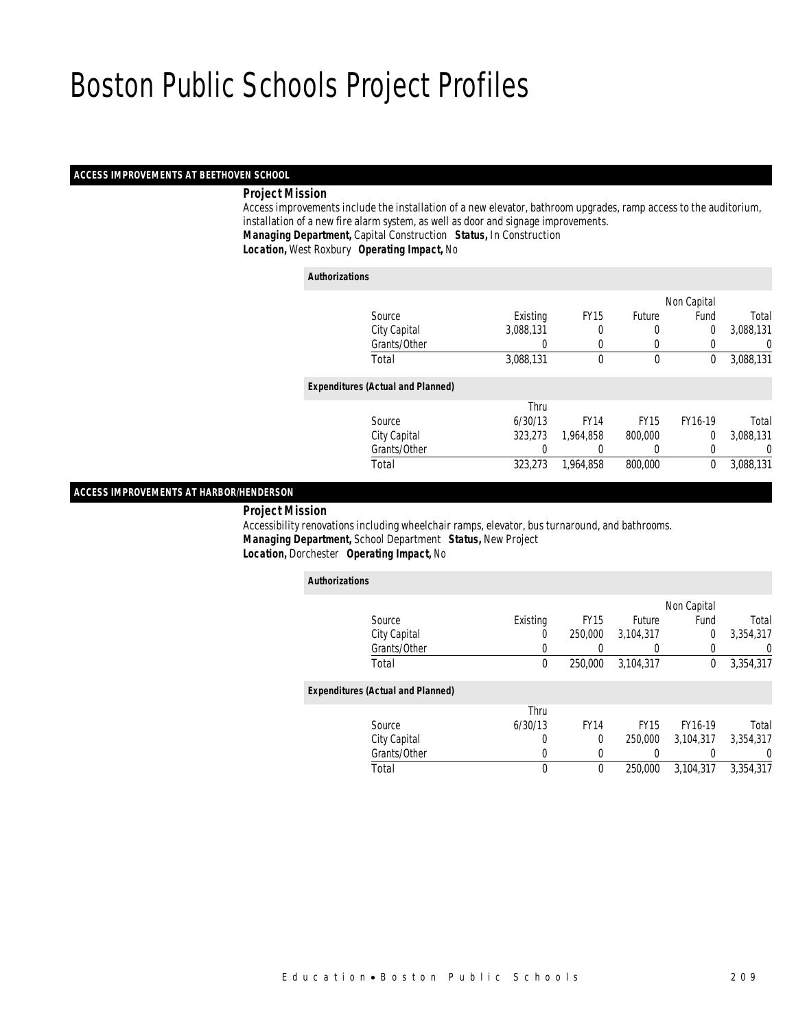# Boston Public Schools Project Profiles

## ACCESS IMPROVEMENTS AT BEETHOVEN SCHOOL

***Project Mission***

Access improvements include the installation of a new elevator, bathroom upgrades, ramp access to the auditorium, installation of a new fire alarm system, as well as door and signage improvements.

***Managing Department,*** Capital Construction ***Status,*** In Construction

***Location,*** West Roxbury ***Operating Impact,*** No

***Authorizations***

| Source | Existing | FY15 | Future | Non Capital Fund | Total |
|---|---|---|---|---|---|
| City Capital | 3,088,131 | 0 | 0 | 0 | 3,088,131 |
| Grants/Other | 0 | 0 | 0 | 0 | 0 |
| Total | 3,088,131 | 0 | 0 | 0 | 3,088,131 |

***Expenditures (Actual and Planned)***

| Source | Thru 6/30/13 | FY14 | FY15 | FY16-19 | Total |
|---|---|---|---|---|---|
| City Capital | 323,273 | 1,964,858 | 800,000 | 0 | 3,088,131 |
| Grants/Other | 0 | 0 | 0 | 0 | 0 |
| Total | 323,273 | 1,964,858 | 800,000 | 0 | 3,088,131 |

## ACCESS IMPROVEMENTS AT HARBOR/HENDERSON

***Project Mission***

Accessibility renovations including wheelchair ramps, elevator, bus turnaround, and bathrooms.

***Managing Department,*** School Department ***Status,*** New Project

***Location,*** Dorchester ***Operating Impact,*** No

***Authorizations***

| Source | Existing | FY15 | Future | Non Capital Fund | Total |
|---|---|---|---|---|---|
| City Capital | 0 | 250,000 | 3,104,317 | 0 | 3,354,317 |
| Grants/Other | 0 | 0 | 0 | 0 | 0 |
| Total | 0 | 250,000 | 3,104,317 | 0 | 3,354,317 |

***Expenditures (Actual and Planned)***

| Source | Thru 6/30/13 | FY14 | FY15 | FY16-19 | Total |
|---|---|---|---|---|---|
| City Capital | 0 | 0 | 250,000 | 3,104,317 | 3,354,317 |
| Grants/Other | 0 | 0 | 0 | 0 | 0 |
| Total | 0 | 0 | 250,000 | 3,104,317 | 3,354,317 |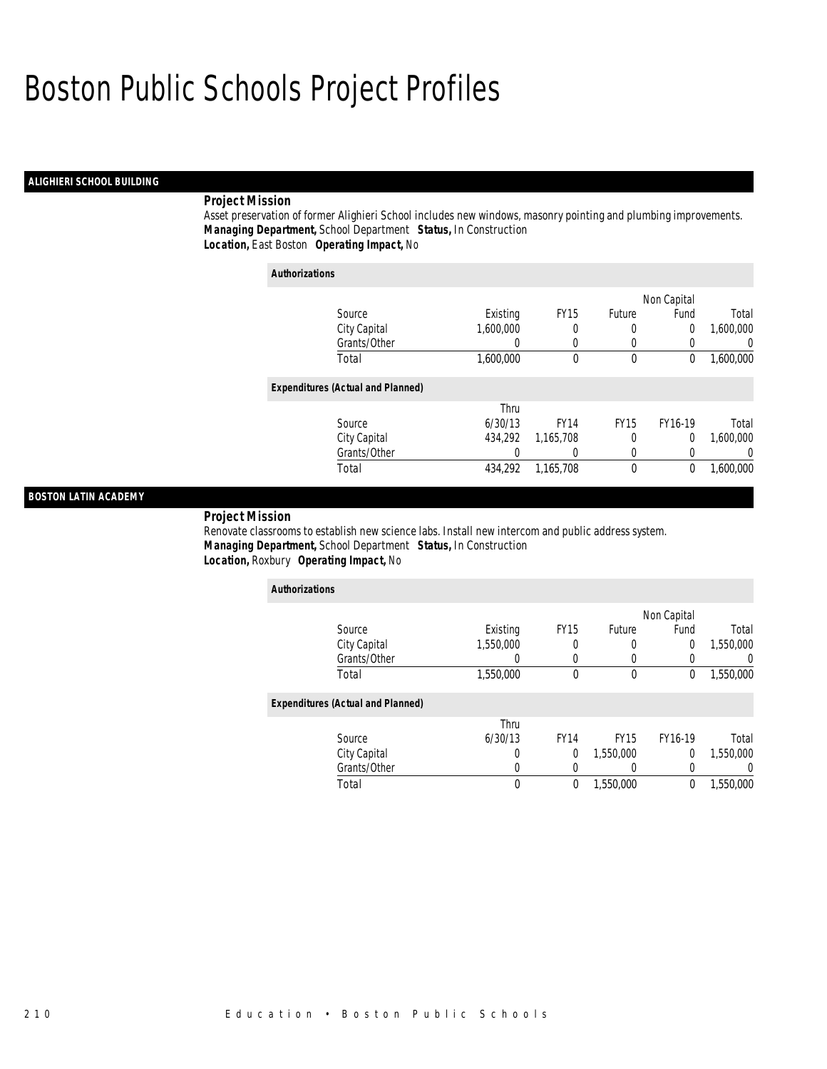# Boston Public Schools Project Profiles

## ALIGHIERI SCHOOL BUILDING

***Project Mission***

Asset preservation of former Alighieri School includes new windows, masonry pointing and plumbing improvements.

***Managing Department,*** School Department ***Status,*** In Construction

***Location,*** East Boston ***Operating Impact,*** No

***Authorizations***

| Source | Existing | FY15 | Future | Non Capital Fund | Total |
|---|---|---|---|---|---|
| City Capital | 1,600,000 | 0 | 0 | 0 | 1,600,000 |
| Grants/Other | 0 | 0 | 0 | 0 | 0 |
| Total | 1,600,000 | 0 | 0 | 0 | 1,600,000 |

***Expenditures (Actual and Planned)***

| Source | Thru 6/30/13 | FY14 | FY15 | FY16-19 | Total |
|---|---|---|---|---|---|
| City Capital | 434,292 | 1,165,708 | 0 | 0 | 1,600,000 |
| Grants/Other | 0 | 0 | 0 | 0 | 0 |
| Total | 434,292 | 1,165,708 | 0 | 0 | 1,600,000 |

## BOSTON LATIN ACADEMY

***Project Mission***

Renovate classrooms to establish new science labs. Install new intercom and public address system.

***Managing Department,*** School Department ***Status,*** In Construction

***Location,*** Roxbury ***Operating Impact,*** No

***Authorizations***

| Source | Existing | FY15 | Future | Non Capital Fund | Total |
|---|---|---|---|---|---|
| City Capital | 1,550,000 | 0 | 0 | 0 | 1,550,000 |
| Grants/Other | 0 | 0 | 0 | 0 | 0 |
| Total | 1,550,000 | 0 | 0 | 0 | 1,550,000 |

***Expenditures (Actual and Planned)***

| Source | Thru 6/30/13 | FY14 | FY15 | FY16-19 | Total |
|---|---|---|---|---|---|
| City Capital | 0 | 0 | 1,550,000 | 0 | 1,550,000 |
| Grants/Other | 0 | 0 | 0 | 0 | 0 |
| Total | 0 | 0 | 1,550,000 | 0 | 1,550,000 |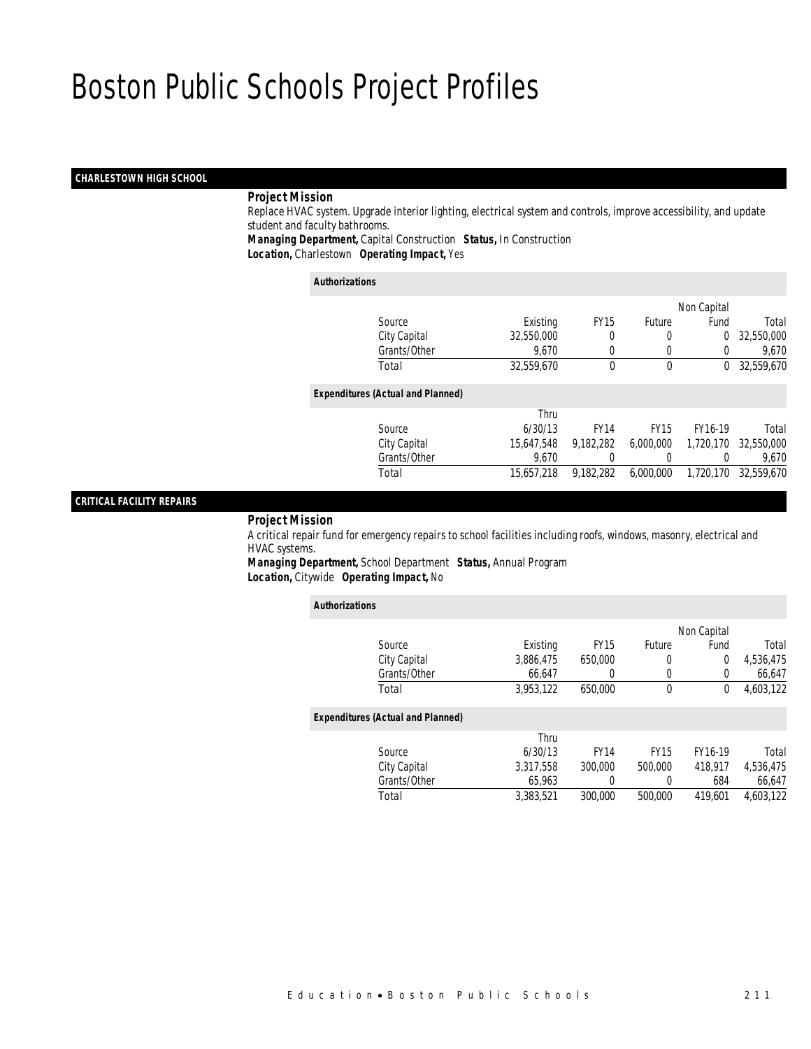# Boston Public Schools Project Profiles

## CHARLESTOWN HIGH SCHOOL

***Project Mission***

Replace HVAC system. Upgrade interior lighting, electrical system and controls, improve accessibility, and update student and faculty bathrooms.

***Managing Department,*** Capital Construction ***Status,*** In Construction
***Location,*** Charlestown ***Operating Impact,*** Yes

***Authorizations***

| Source | Existing | FY15 | Future | Non Capital Fund | Total |
|---|---|---|---|---|---|
| City Capital | 32,550,000 | 0 | 0 | 0 | 32,550,000 |
| Grants/Other | 9,670 | 0 | 0 | 0 | 9,670 |
| Total | 32,559,670 | 0 | 0 | 0 | 32,559,670 |

***Expenditures (Actual and Planned)***

| Source | Thru 6/30/13 | FY14 | FY15 | FY16-19 | Total |
|---|---|---|---|---|---|
| City Capital | 15,647,548 | 9,182,282 | 6,000,000 | 1,720,170 | 32,550,000 |
| Grants/Other | 9,670 | 0 | 0 | 0 | 9,670 |
| Total | 15,657,218 | 9,182,282 | 6,000,000 | 1,720,170 | 32,559,670 |

## CRITICAL FACILITY REPAIRS

***Project Mission***

A critical repair fund for emergency repairs to school facilities including roofs, windows, masonry, electrical and HVAC systems.

***Managing Department,*** School Department ***Status,*** Annual Program
***Location,*** Citywide ***Operating Impact,*** No

***Authorizations***

| Source | Existing | FY15 | Future | Non Capital Fund | Total |
|---|---|---|---|---|---|
| City Capital | 3,886,475 | 650,000 | 0 | 0 | 4,536,475 |
| Grants/Other | 66,647 | 0 | 0 | 0 | 66,647 |
| Total | 3,953,122 | 650,000 | 0 | 0 | 4,603,122 |

***Expenditures (Actual and Planned)***

| Source | Thru 6/30/13 | FY14 | FY15 | FY16-19 | Total |
|---|---|---|---|---|---|
| City Capital | 3,317,558 | 300,000 | 500,000 | 418,917 | 4,536,475 |
| Grants/Other | 65,963 | 0 | 0 | 684 | 66,647 |
| Total | 3,383,521 | 300,000 | 500,000 | 419,601 | 4,603,122 |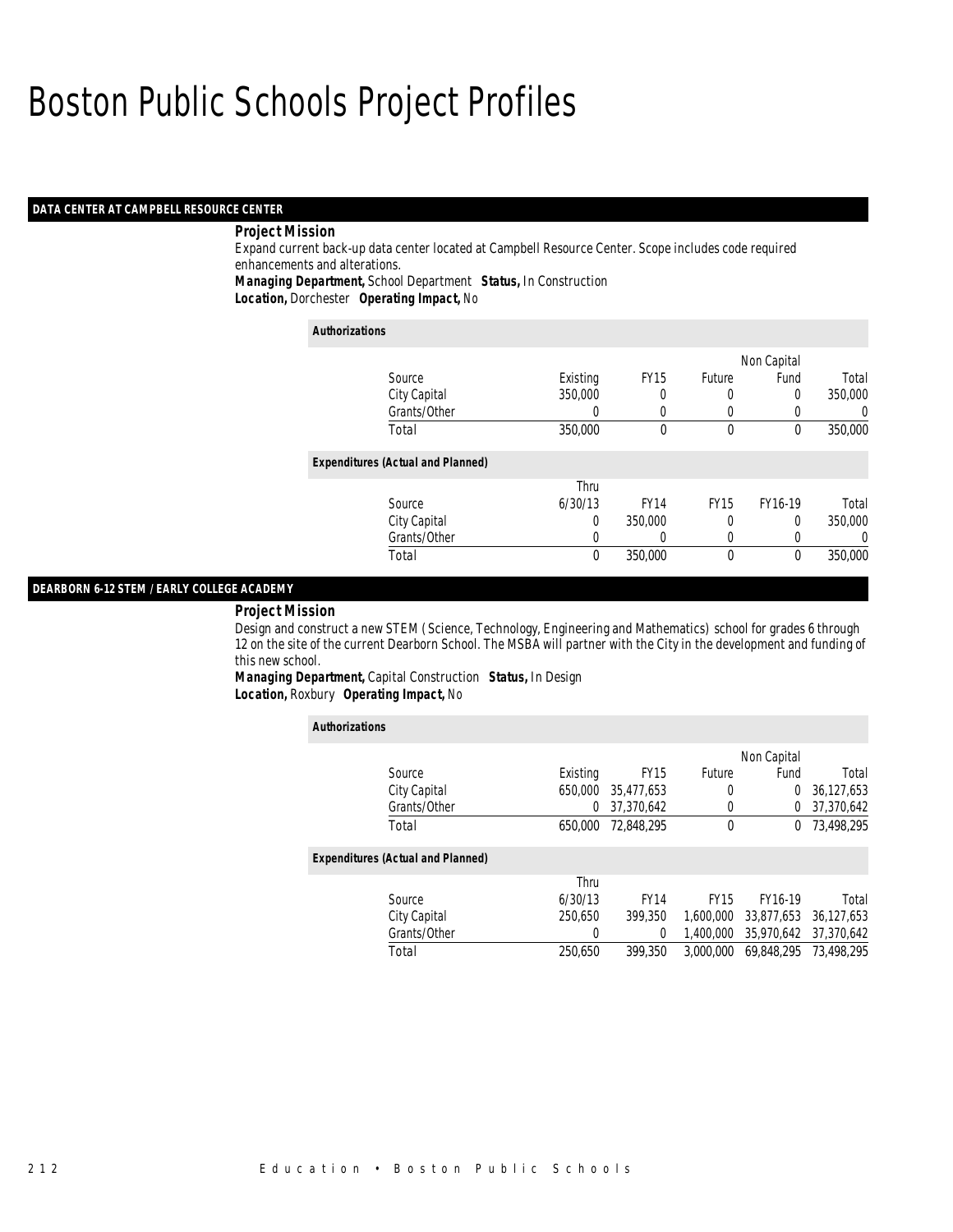# Boston Public Schools Project Profiles

## DATA CENTER AT CAMPBELL RESOURCE CENTER

***Project Mission***

Expand current back-up data center located at Campbell Resource Center. Scope includes code required enhancements and alterations.

***Managing Department,*** School Department ***Status,*** In Construction

***Location,*** Dorchester ***Operating Impact,*** No

***Authorizations***

| Source | Existing | FY15 | Future | Non Capital Fund | Total |
|---|---|---|---|---|---|
| City Capital | 350,000 | 0 | 0 | 0 | 350,000 |
| Grants/Other | 0 | 0 | 0 | 0 | 0 |
| Total | 350,000 | 0 | 0 | 0 | 350,000 |

***Expenditures (Actual and Planned)***

| Source | Thru 6/30/13 | FY14 | FY15 | FY16-19 | Total |
|---|---|---|---|---|---|
| City Capital | 0 | 350,000 | 0 | 0 | 350,000 |
| Grants/Other | 0 | 0 | 0 | 0 | 0 |
| Total | 0 | 350,000 | 0 | 0 | 350,000 |

## DEARBORN 6-12 STEM / EARLY COLLEGE ACADEMY

***Project Mission***

Design and construct a new STEM (Science, Technology, Engineering and Mathematics) school for grades 6 through 12 on the site of the current Dearborn School. The MSBA will partner with the City in the development and funding of this new school.

***Managing Department,*** Capital Construction ***Status,*** In Design

***Location,*** Roxbury ***Operating Impact,*** No

***Authorizations***

| Source | Existing | FY15 | Future | Non Capital Fund | Total |
|---|---|---|---|---|---|
| City Capital | 650,000 | 35,477,653 | 0 | 0 | 36,127,653 |
| Grants/Other | 0 | 37,370,642 | 0 | 0 | 37,370,642 |
| Total | 650,000 | 72,848,295 | 0 | 0 | 73,498,295 |

***Expenditures (Actual and Planned)***

| Source | Thru 6/30/13 | FY14 | FY15 | FY16-19 | Total |
|---|---|---|---|---|---|
| City Capital | 250,650 | 399,350 | 1,600,000 | 33,877,653 | 36,127,653 |
| Grants/Other | 0 | 0 | 1,400,000 | 35,970,642 | 37,370,642 |
| Total | 250,650 | 399,350 | 3,000,000 | 69,848,295 | 73,498,295 |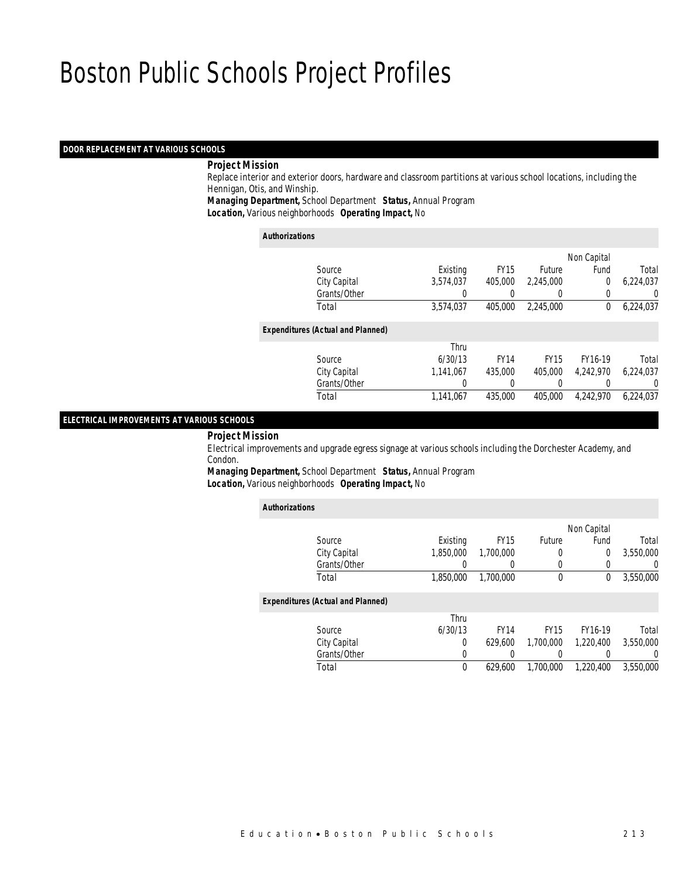# Boston Public Schools Project Profiles

## DOOR REPLACEMENT AT VARIOUS SCHOOLS

**Project Mission**

Replace interior and exterior doors, hardware and classroom partitions at various school locations, including the Hennigan, Otis, and Winship.

**Managing Department,** School Department **Status,** Annual Program

**Location,** Various neighborhoods **Operating Impact,** No

*Authorizations*

| Source | Existing | FY15 | Future | Non Capital Fund | Total |
|---|---|---|---|---|---|
| City Capital | 3,574,037 | 405,000 | 2,245,000 | 0 | 6,224,037 |
| Grants/Other | 0 | 0 | 0 | 0 | 0 |
| Total | 3,574,037 | 405,000 | 2,245,000 | 0 | 6,224,037 |

*Expenditures (Actual and Planned)*

| Source | Thru 6/30/13 | FY14 | FY15 | FY16-19 | Total |
|---|---|---|---|---|---|
| City Capital | 1,141,067 | 435,000 | 405,000 | 4,242,970 | 6,224,037 |
| Grants/Other | 0 | 0 | 0 | 0 | 0 |
| Total | 1,141,067 | 435,000 | 405,000 | 4,242,970 | 6,224,037 |

## ELECTRICAL IMPROVEMENTS AT VARIOUS SCHOOLS

**Project Mission**

Electrical improvements and upgrade egress signage at various schools including the Dorchester Academy, and Condon.

**Managing Department,** School Department **Status,** Annual Program

**Location,** Various neighborhoods **Operating Impact,** No

*Authorizations*

| Source | Existing | FY15 | Future | Non Capital Fund | Total |
|---|---|---|---|---|---|
| City Capital | 1,850,000 | 1,700,000 | 0 | 0 | 3,550,000 |
| Grants/Other | 0 | 0 | 0 | 0 | 0 |
| Total | 1,850,000 | 1,700,000 | 0 | 0 | 3,550,000 |

*Expenditures (Actual and Planned)*

| Source | Thru 6/30/13 | FY14 | FY15 | FY16-19 | Total |
|---|---|---|---|---|---|
| City Capital | 0 | 629,600 | 1,700,000 | 1,220,400 | 3,550,000 |
| Grants/Other | 0 | 0 | 0 | 0 | 0 |
| Total | 0 | 629,600 | 1,700,000 | 1,220,400 | 3,550,000 |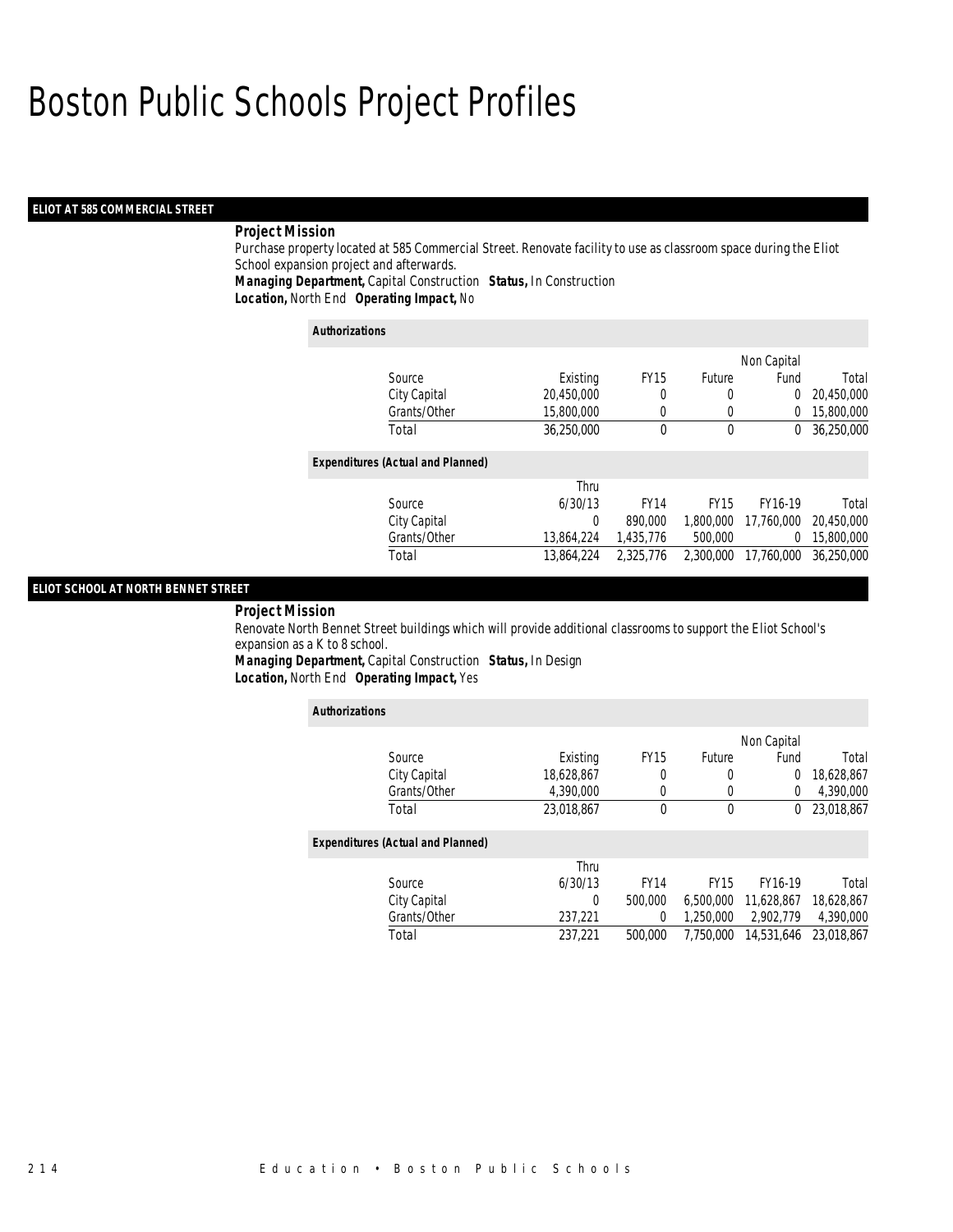# Boston Public Schools Project Profiles

## ELIOT AT 585 COMMERCIAL STREET

**Project Mission**

Purchase property located at 585 Commercial Street. Renovate facility to use as classroom space during the Eliot School expansion project and afterwards.

***Managing Department,*** Capital Construction ***Status,*** In Construction

***Location,*** North End ***Operating Impact,*** No

*Authorizations*

| Source | Existing | FY15 | Future | Non Capital Fund | Total |
|---|---|---|---|---|---|
| City Capital | 20,450,000 | 0 | 0 | 0 | 20,450,000 |
| Grants/Other | 15,800,000 | 0 | 0 | 0 | 15,800,000 |
| Total | 36,250,000 | 0 | 0 | 0 | 36,250,000 |

*Expenditures (Actual and Planned)*

| Source | Thru 6/30/13 | FY14 | FY15 | FY16-19 | Total |
|---|---|---|---|---|---|
| City Capital | 0 | 890,000 | 1,800,000 | 17,760,000 | 20,450,000 |
| Grants/Other | 13,864,224 | 1,435,776 | 500,000 | 0 | 15,800,000 |
| Total | 13,864,224 | 2,325,776 | 2,300,000 | 17,760,000 | 36,250,000 |

## ELIOT SCHOOL AT NORTH BENNET STREET

**Project Mission**

Renovate North Bennet Street buildings which will provide additional classrooms to support the Eliot School's expansion as a K to 8 school.

***Managing Department,*** Capital Construction ***Status,*** In Design

***Location,*** North End ***Operating Impact,*** Yes

*Authorizations*

| Source | Existing | FY15 | Future | Non Capital Fund | Total |
|---|---|---|---|---|---|
| City Capital | 18,628,867 | 0 | 0 | 0 | 18,628,867 |
| Grants/Other | 4,390,000 | 0 | 0 | 0 | 4,390,000 |
| Total | 23,018,867 | 0 | 0 | 0 | 23,018,867 |

*Expenditures (Actual and Planned)*

| Source | Thru 6/30/13 | FY14 | FY15 | FY16-19 | Total |
|---|---|---|---|---|---|
| City Capital | 0 | 500,000 | 6,500,000 | 11,628,867 | 18,628,867 |
| Grants/Other | 237,221 | 0 | 1,250,000 | 2,902,779 | 4,390,000 |
| Total | 237,221 | 500,000 | 7,750,000 | 14,531,646 | 23,018,867 |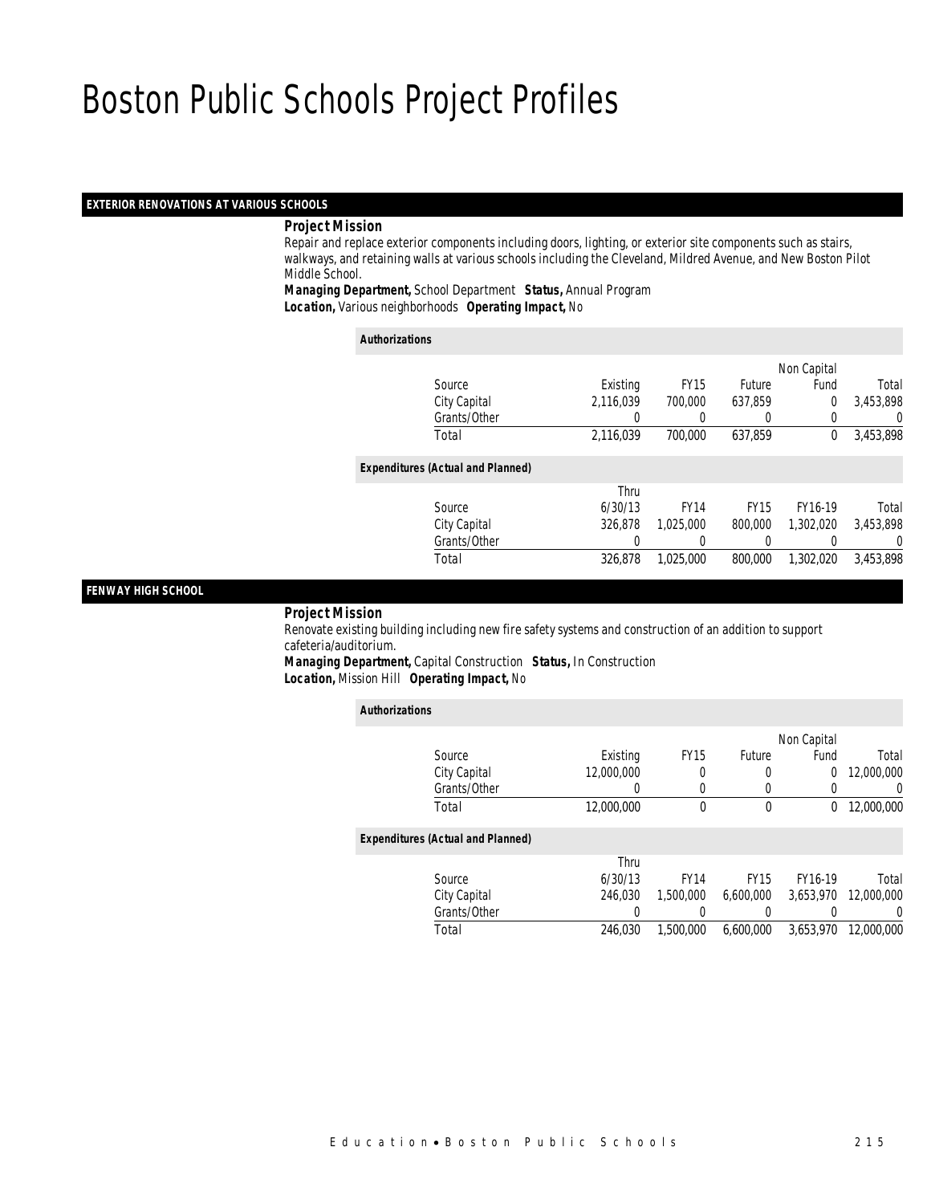# Boston Public Schools Project Profiles

## EXTERIOR RENOVATIONS AT VARIOUS SCHOOLS

### Project Mission

Repair and replace exterior components including doors, lighting, or exterior site components such as stairs, walkways, and retaining walls at various schools including the Cleveland, Mildred Avenue, and New Boston Pilot Middle School.

**Managing Department,** School Department **Status,** Annual Program
**Location,** Various neighborhoods **Operating Impact,** No

**Authorizations**

| Source | Existing | FY15 | Future | Non Capital Fund | Total |
|---|---|---|---|---|---|
| City Capital | 2,116,039 | 700,000 | 637,859 | 0 | 3,453,898 |
| Grants/Other | 0 | 0 | 0 | 0 | 0 |
| Total | 2,116,039 | 700,000 | 637,859 | 0 | 3,453,898 |

**Expenditures (Actual and Planned)**

| Source | Thru 6/30/13 | FY14 | FY15 | FY16-19 | Total |
|---|---|---|---|---|---|
| City Capital | 326,878 | 1,025,000 | 800,000 | 1,302,020 | 3,453,898 |
| Grants/Other | 0 | 0 | 0 | 0 | 0 |
| Total | 326,878 | 1,025,000 | 800,000 | 1,302,020 | 3,453,898 |

## FENWAY HIGH SCHOOL

### Project Mission

Renovate existing building including new fire safety systems and construction of an addition to support cafeteria/auditorium.

**Managing Department,** Capital Construction **Status,** In Construction
**Location,** Mission Hill **Operating Impact,** No

**Authorizations**

| Source | Existing | FY15 | Future | Non Capital Fund | Total |
|---|---|---|---|---|---|
| City Capital | 12,000,000 | 0 | 0 | 0 | 12,000,000 |
| Grants/Other | 0 | 0 | 0 | 0 | 0 |
| Total | 12,000,000 | 0 | 0 | 0 | 12,000,000 |

**Expenditures (Actual and Planned)**

| Source | Thru 6/30/13 | FY14 | FY15 | FY16-19 | Total |
|---|---|---|---|---|---|
| City Capital | 246,030 | 1,500,000 | 6,600,000 | 3,653,970 | 12,000,000 |
| Grants/Other | 0 | 0 | 0 | 0 | 0 |
| Total | 246,030 | 1,500,000 | 6,600,000 | 3,653,970 | 12,000,000 |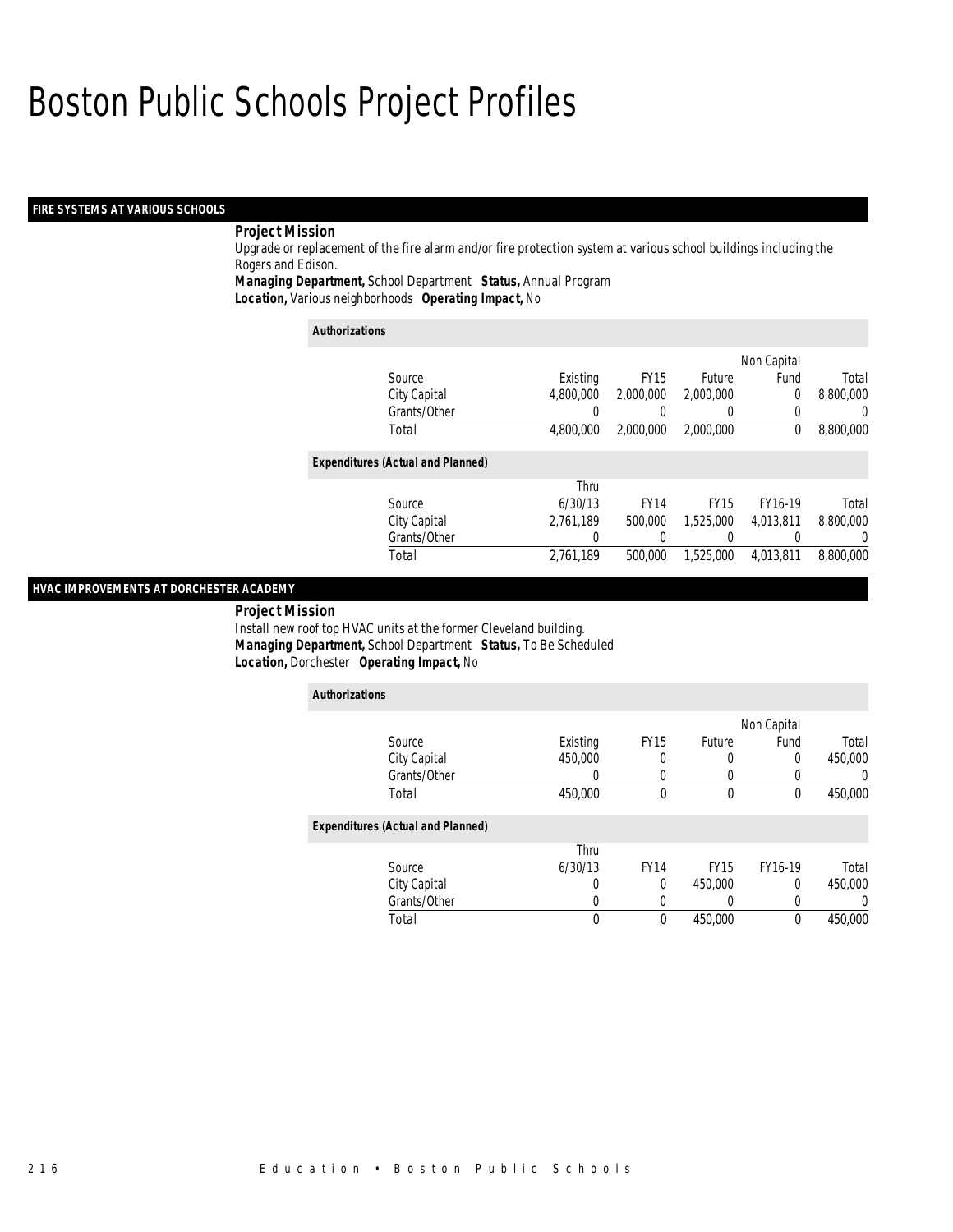# Boston Public Schools Project Profiles

## FIRE SYSTEMS AT VARIOUS SCHOOLS

**Project Mission**

Upgrade or replacement of the fire alarm and/or fire protection system at various school buildings including the Rogers and Edison.

***Managing Department,*** School Department ***Status,*** Annual Program
***Location,*** Various neighborhoods ***Operating Impact,*** No

**Authorizations**

| Source | Existing | FY15 | Future | Non Capital Fund | Total |
|---|---|---|---|---|---|
| City Capital | 4,800,000 | 2,000,000 | 2,000,000 | 0 | 8,800,000 |
| Grants/Other | 0 | 0 | 0 | 0 | 0 |
| Total | 4,800,000 | 2,000,000 | 2,000,000 | 0 | 8,800,000 |

**Expenditures (Actual and Planned)**

| Source | Thru 6/30/13 | FY14 | FY15 | FY16-19 | Total |
|---|---|---|---|---|---|
| City Capital | 2,761,189 | 500,000 | 1,525,000 | 4,013,811 | 8,800,000 |
| Grants/Other | 0 | 0 | 0 | 0 | 0 |
| Total | 2,761,189 | 500,000 | 1,525,000 | 4,013,811 | 8,800,000 |

## HVAC IMPROVEMENTS AT DORCHESTER ACADEMY

**Project Mission**

Install new roof top HVAC units at the former Cleveland building.

***Managing Department,*** School Department ***Status,*** To Be Scheduled
***Location,*** Dorchester ***Operating Impact,*** No

**Authorizations**

| Source | Existing | FY15 | Future | Non Capital Fund | Total |
|---|---|---|---|---|---|
| City Capital | 450,000 | 0 | 0 | 0 | 450,000 |
| Grants/Other | 0 | 0 | 0 | 0 | 0 |
| Total | 450,000 | 0 | 0 | 0 | 450,000 |

**Expenditures (Actual and Planned)**

| Source | Thru 6/30/13 | FY14 | FY15 | FY16-19 | Total |
|---|---|---|---|---|---|
| City Capital | 0 | 0 | 450,000 | 0 | 450,000 |
| Grants/Other | 0 | 0 | 0 | 0 | 0 |
| Total | 0 | 0 | 450,000 | 0 | 450,000 |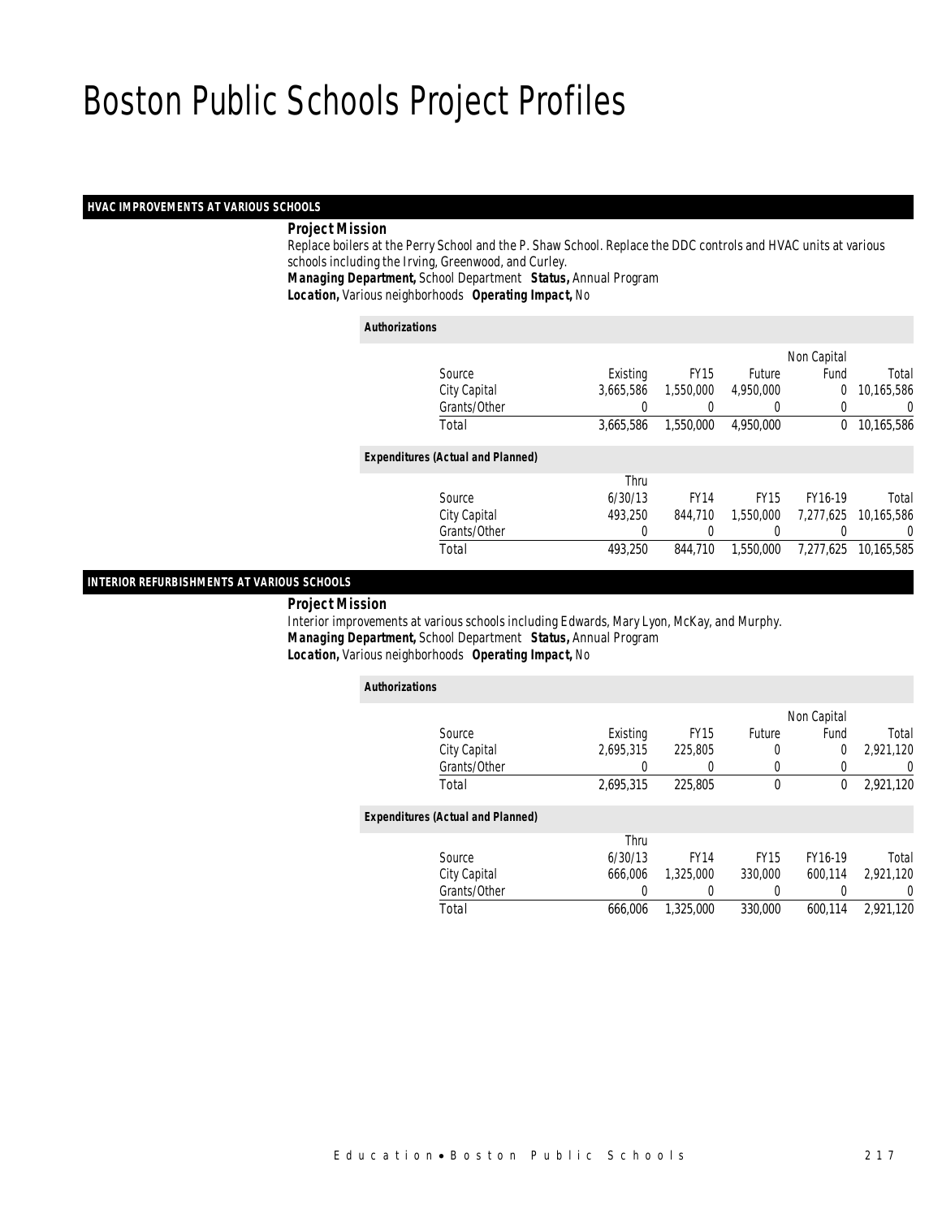# Boston Public Schools Project Profiles

## HVAC IMPROVEMENTS AT VARIOUS SCHOOLS

**Project Mission**

Replace boilers at the Perry School and the P. Shaw School. Replace the DDC controls and HVAC units at various schools including the Irving, Greenwood, and Curley.

***Managing Department,*** School Department ***Status,*** Annual Program

***Location,*** Various neighborhoods ***Operating Impact,*** No

**Authorizations**

| Source | Existing | FY15 | Future | Non Capital Fund | Total |
|---|---|---|---|---|---|
| City Capital | 3,665,586 | 1,550,000 | 4,950,000 | 0 | 10,165,586 |
| Grants/Other | 0 | 0 | 0 | 0 | 0 |
| Total | 3,665,586 | 1,550,000 | 4,950,000 | 0 | 10,165,586 |

**Expenditures (Actual and Planned)**

| Source | Thru 6/30/13 | FY14 | FY15 | FY16-19 | Total |
|---|---|---|---|---|---|
| City Capital | 493,250 | 844,710 | 1,550,000 | 7,277,625 | 10,165,586 |
| Grants/Other | 0 | 0 | 0 | 0 | 0 |
| Total | 493,250 | 844,710 | 1,550,000 | 7,277,625 | 10,165,585 |

## INTERIOR REFURBISHMENTS AT VARIOUS SCHOOLS

**Project Mission**

Interior improvements at various schools including Edwards, Mary Lyon, McKay, and Murphy.

***Managing Department,*** School Department ***Status,*** Annual Program

***Location,*** Various neighborhoods ***Operating Impact,*** No

**Authorizations**

| Source | Existing | FY15 | Future | Non Capital Fund | Total |
|---|---|---|---|---|---|
| City Capital | 2,695,315 | 225,805 | 0 | 0 | 2,921,120 |
| Grants/Other | 0 | 0 | 0 | 0 | 0 |
| Total | 2,695,315 | 225,805 | 0 | 0 | 2,921,120 |

**Expenditures (Actual and Planned)**

| Source | Thru 6/30/13 | FY14 | FY15 | FY16-19 | Total |
|---|---|---|---|---|---|
| City Capital | 666,006 | 1,325,000 | 330,000 | 600,114 | 2,921,120 |
| Grants/Other | 0 | 0 | 0 | 0 | 0 |
| Total | 666,006 | 1,325,000 | 330,000 | 600,114 | 2,921,120 |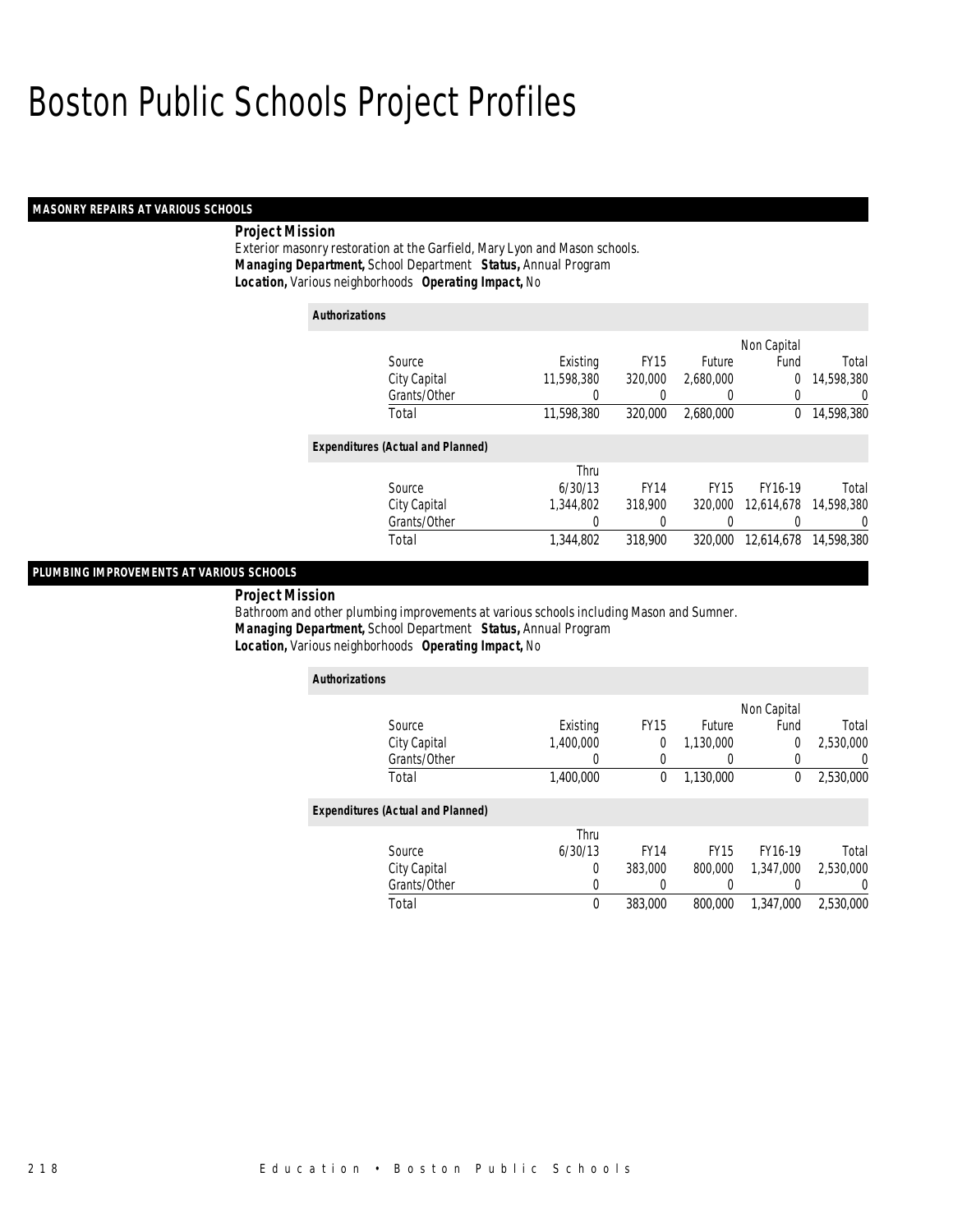# Boston Public Schools Project Profiles

## MASONRY REPAIRS AT VARIOUS SCHOOLS

**Project Mission**

Exterior masonry restoration at the Garfield, Mary Lyon and Mason schools.

***Managing Department,*** School Department ***Status,*** Annual Program

***Location,*** Various neighborhoods ***Operating Impact,*** No

*Authorizations*

| Source | Existing | FY15 | Future | Non Capital Fund | Total |
|---|---|---|---|---|---|
| City Capital | 11,598,380 | 320,000 | 2,680,000 | 0 | 14,598,380 |
| Grants/Other | 0 | 0 | 0 | 0 | 0 |
| Total | 11,598,380 | 320,000 | 2,680,000 | 0 | 14,598,380 |

*Expenditures (Actual and Planned)*

| Source | Thru 6/30/13 | FY14 | FY15 | FY16-19 | Total |
|---|---|---|---|---|---|
| City Capital | 1,344,802 | 318,900 | 320,000 | 12,614,678 | 14,598,380 |
| Grants/Other | 0 | 0 | 0 | 0 | 0 |
| Total | 1,344,802 | 318,900 | 320,000 | 12,614,678 | 14,598,380 |

## PLUMBING IMPROVEMENTS AT VARIOUS SCHOOLS

**Project Mission**

Bathroom and other plumbing improvements at various schools including Mason and Sumner.

***Managing Department,*** School Department ***Status,*** Annual Program

***Location,*** Various neighborhoods ***Operating Impact,*** No

*Authorizations*

| Source | Existing | FY15 | Future | Non Capital Fund | Total |
|---|---|---|---|---|---|
| City Capital | 1,400,000 | 0 | 1,130,000 | 0 | 2,530,000 |
| Grants/Other | 0 | 0 | 0 | 0 | 0 |
| Total | 1,400,000 | 0 | 1,130,000 | 0 | 2,530,000 |

*Expenditures (Actual and Planned)*

| Source | Thru 6/30/13 | FY14 | FY15 | FY16-19 | Total |
|---|---|---|---|---|---|
| City Capital | 0 | 383,000 | 800,000 | 1,347,000 | 2,530,000 |
| Grants/Other | 0 | 0 | 0 | 0 | 0 |
| Total | 0 | 383,000 | 800,000 | 1,347,000 | 2,530,000 |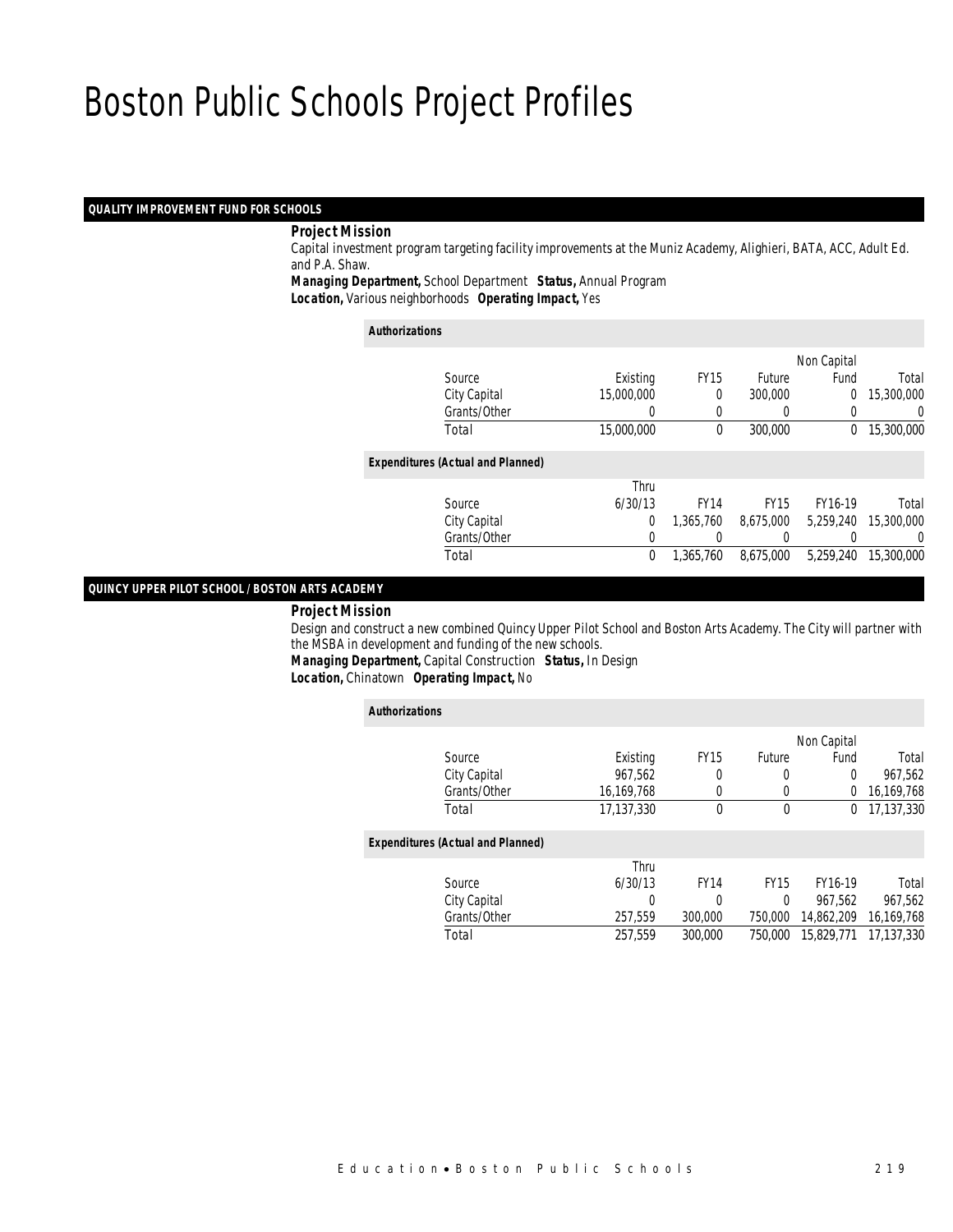# Boston Public Schools Project Profiles

## QUALITY IMPROVEMENT FUND FOR SCHOOLS

**Project Mission**

Capital investment program targeting facility improvements at the Muniz Academy, Alighieri, BATA, ACC, Adult Ed. and P.A. Shaw.

**Managing Department,** School Department **Status,** Annual Program
**Location,** Various neighborhoods **Operating Impact,** Yes

**Authorizations**

| Source | Existing | FY15 | Future | Non Capital Fund | Total |
|---|---|---|---|---|---|
| City Capital | 15,000,000 | 0 | 300,000 | 0 | 15,300,000 |
| Grants/Other | 0 | 0 | 0 | 0 | 0 |
| Total | 15,000,000 | 0 | 300,000 | 0 | 15,300,000 |

**Expenditures (Actual and Planned)**

| Source | Thru 6/30/13 | FY14 | FY15 | FY16-19 | Total |
|---|---|---|---|---|---|
| City Capital | 0 | 1,365,760 | 8,675,000 | 5,259,240 | 15,300,000 |
| Grants/Other | 0 | 0 | 0 | 0 | 0 |
| Total | 0 | 1,365,760 | 8,675,000 | 5,259,240 | 15,300,000 |

## QUINCY UPPER PILOT SCHOOL / BOSTON ARTS ACADEMY

**Project Mission**

Design and construct a new combined Quincy Upper Pilot School and Boston Arts Academy. The City will partner with the MSBA in development and funding of the new schools.

**Managing Department,** Capital Construction **Status,** In Design
**Location,** Chinatown **Operating Impact,** No

**Authorizations**

| Source | Existing | FY15 | Future | Non Capital Fund | Total |
|---|---|---|---|---|---|
| City Capital | 967,562 | 0 | 0 | 0 | 967,562 |
| Grants/Other | 16,169,768 | 0 | 0 | 0 | 16,169,768 |
| Total | 17,137,330 | 0 | 0 | 0 | 17,137,330 |

**Expenditures (Actual and Planned)**

| Source | Thru 6/30/13 | FY14 | FY15 | FY16-19 | Total |
|---|---|---|---|---|---|
| City Capital | 0 | 0 | 0 | 967,562 | 967,562 |
| Grants/Other | 257,559 | 300,000 | 750,000 | 14,862,209 | 16,169,768 |
| Total | 257,559 | 300,000 | 750,000 | 15,829,771 | 17,137,330 |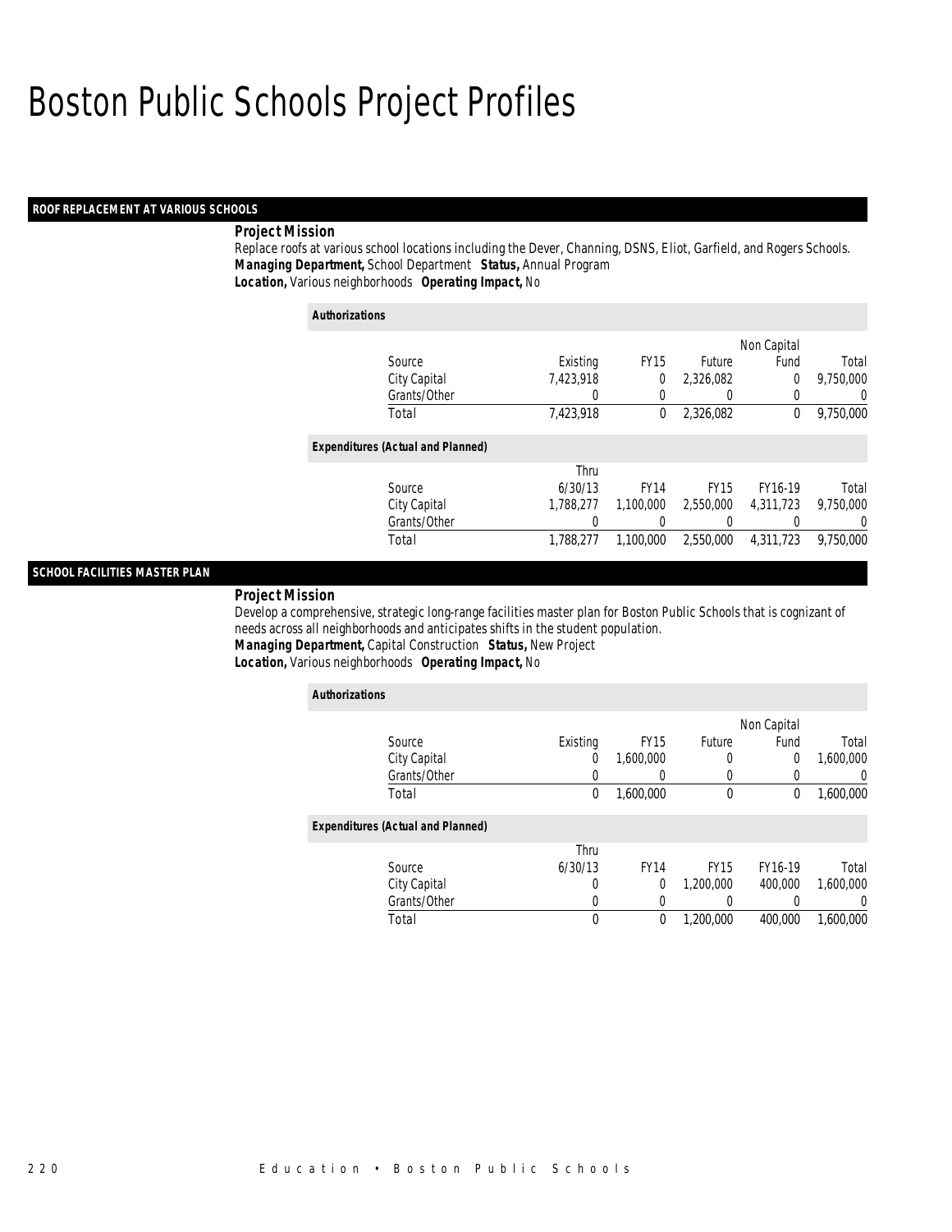# Boston Public Schools Project Profiles

## ROOF REPLACEMENT AT VARIOUS SCHOOLS

**Project Mission**

Replace roofs at various school locations including the Dever, Channing, DSNS, Eliot, Garfield, and Rogers Schools.

**Managing Department,** School Department **Status,** Annual Program

**Location,** Various neighborhoods **Operating Impact,** No

**Authorizations**

| Source | Existing | FY15 | Future | Non Capital Fund | Total |
|---|---|---|---|---|---|
| City Capital | 7,423,918 | 0 | 2,326,082 | 0 | 9,750,000 |
| Grants/Other | 0 | 0 | 0 | 0 | 0 |
| Total | 7,423,918 | 0 | 2,326,082 | 0 | 9,750,000 |

**Expenditures (Actual and Planned)**

| Source | Thru 6/30/13 | FY14 | FY15 | FY16-19 | Total |
|---|---|---|---|---|---|
| City Capital | 1,788,277 | 1,100,000 | 2,550,000 | 4,311,723 | 9,750,000 |
| Grants/Other | 0 | 0 | 0 | 0 | 0 |
| Total | 1,788,277 | 1,100,000 | 2,550,000 | 4,311,723 | 9,750,000 |

## SCHOOL FACILITIES MASTER PLAN

**Project Mission**

Develop a comprehensive, strategic long-range facilities master plan for Boston Public Schools that is cognizant of needs across all neighborhoods and anticipates shifts in the student population.

**Managing Department,** Capital Construction **Status,** New Project

**Location,** Various neighborhoods **Operating Impact,** No

**Authorizations**

| Source | Existing | FY15 | Future | Non Capital Fund | Total |
|---|---|---|---|---|---|
| City Capital | 0 | 1,600,000 | 0 | 0 | 1,600,000 |
| Grants/Other | 0 | 0 | 0 | 0 | 0 |
| Total | 0 | 1,600,000 | 0 | 0 | 1,600,000 |

**Expenditures (Actual and Planned)**

| Source | Thru 6/30/13 | FY14 | FY15 | FY16-19 | Total |
|---|---|---|---|---|---|
| City Capital | 0 | 0 | 1,200,000 | 400,000 | 1,600,000 |
| Grants/Other | 0 | 0 | 0 | 0 | 0 |
| Total | 0 | 0 | 1,200,000 | 400,000 | 1,600,000 |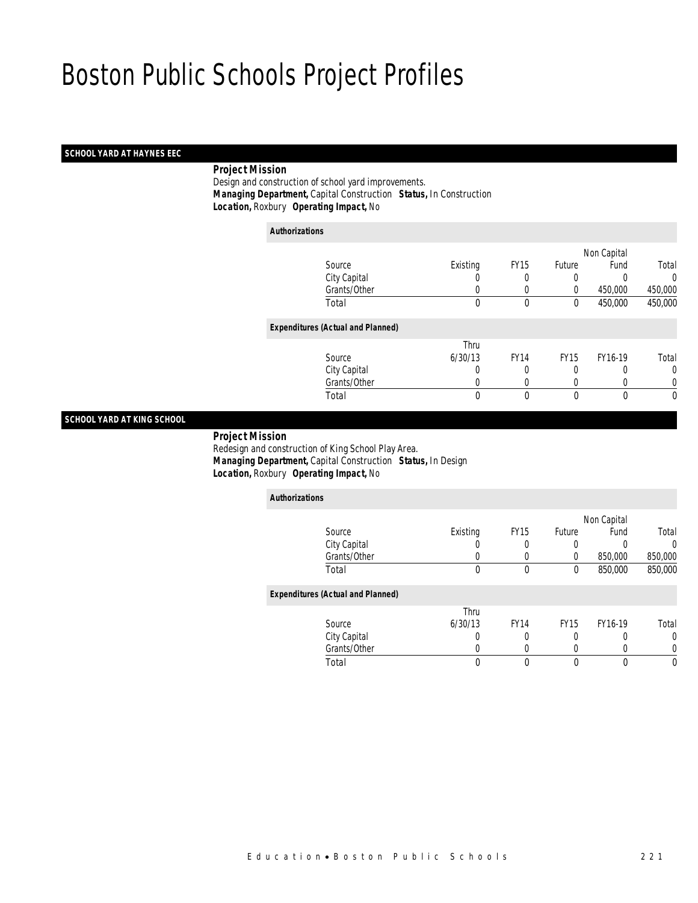# Boston Public Schools Project Profiles

## SCHOOL YARD AT HAYNES EEC

**Project Mission**

Design and construction of school yard improvements.

***Managing Department,*** Capital Construction ***Status,*** In Construction

***Location,*** Roxbury ***Operating Impact,*** No

***Authorizations***

| Source | Existing | FY15 | Future | Non Capital Fund | Total |
|---|---|---|---|---|---|
| City Capital | 0 | 0 | 0 | 0 | 0 |
| Grants/Other | 0 | 0 | 0 | 450,000 | 450,000 |
| Total | 0 | 0 | 0 | 450,000 | 450,000 |

***Expenditures (Actual and Planned)***

| Source | Thru 6/30/13 | FY14 | FY15 | FY16-19 | Total |
|---|---|---|---|---|---|
| City Capital | 0 | 0 | 0 | 0 | 0 |
| Grants/Other | 0 | 0 | 0 | 0 | 0 |
| Total | 0 | 0 | 0 | 0 | 0 |

## SCHOOL YARD AT KING SCHOOL

**Project Mission**

Redesign and construction of King School Play Area.

***Managing Department,*** Capital Construction ***Status,*** In Design

***Location,*** Roxbury ***Operating Impact,*** No

***Authorizations***

| Source | Existing | FY15 | Future | Non Capital Fund | Total |
|---|---|---|---|---|---|
| City Capital | 0 | 0 | 0 | 0 | 0 |
| Grants/Other | 0 | 0 | 0 | 850,000 | 850,000 |
| Total | 0 | 0 | 0 | 850,000 | 850,000 |

***Expenditures (Actual and Planned)***

| Source | Thru 6/30/13 | FY14 | FY15 | FY16-19 | Total |
|---|---|---|---|---|---|
| City Capital | 0 | 0 | 0 | 0 | 0 |
| Grants/Other | 0 | 0 | 0 | 0 | 0 |
| Total | 0 | 0 | 0 | 0 | 0 |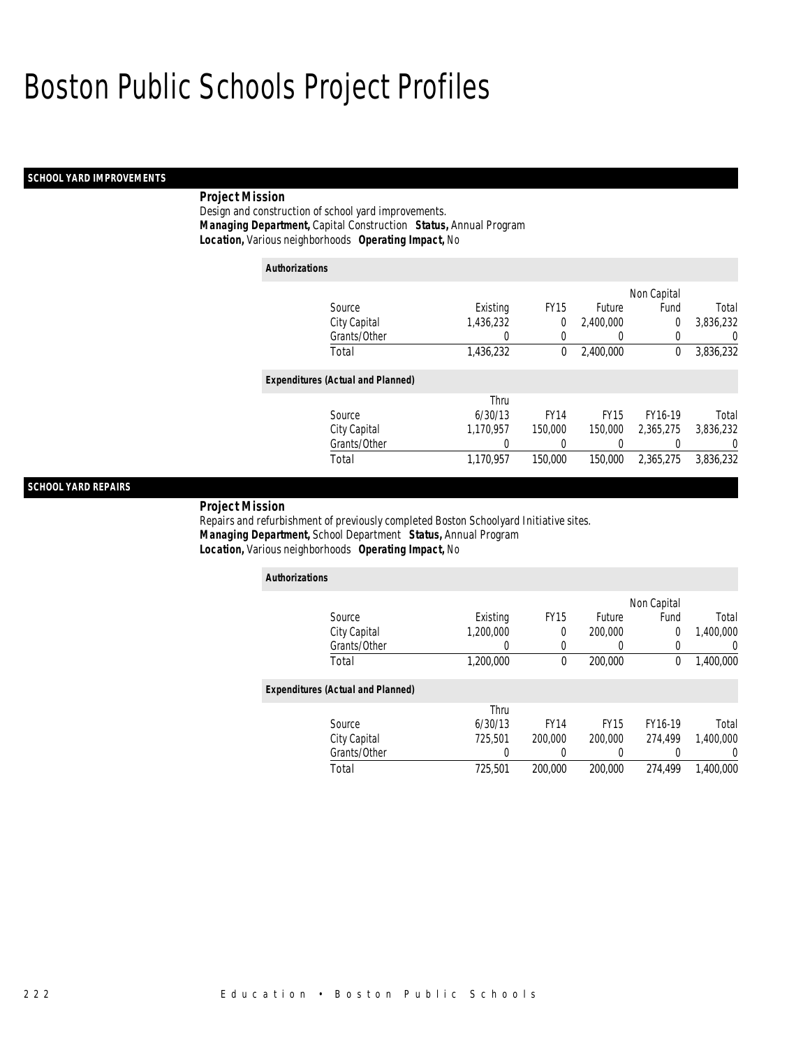# Boston Public Schools Project Profiles

## SCHOOL YARD IMPROVEMENTS

**Project Mission**
Design and construction of school yard improvements.
**Managing Department,** Capital Construction **Status,** Annual Program
**Location,** Various neighborhoods **Operating Impact,** No

**Authorizations**

| Source | Existing | FY15 | Future | Non Capital Fund | Total |
|---|---|---|---|---|---|
| City Capital | 1,436,232 | 0 | 2,400,000 | 0 | 3,836,232 |
| Grants/Other | 0 | 0 | 0 | 0 | 0 |
| Total | 1,436,232 | 0 | 2,400,000 | 0 | 3,836,232 |

**Expenditures (Actual and Planned)**

| Source | Thru 6/30/13 | FY14 | FY15 | FY16-19 | Total |
|---|---|---|---|---|---|
| City Capital | 1,170,957 | 150,000 | 150,000 | 2,365,275 | 3,836,232 |
| Grants/Other | 0 | 0 | 0 | 0 | 0 |
| Total | 1,170,957 | 150,000 | 150,000 | 2,365,275 | 3,836,232 |

## SCHOOL YARD REPAIRS

**Project Mission**
Repairs and refurbishment of previously completed Boston Schoolyard Initiative sites.
**Managing Department,** School Department **Status,** Annual Program
**Location,** Various neighborhoods **Operating Impact,** No

**Authorizations**

| Source | Existing | FY15 | Future | Non Capital Fund | Total |
|---|---|---|---|---|---|
| City Capital | 1,200,000 | 0 | 200,000 | 0 | 1,400,000 |
| Grants/Other | 0 | 0 | 0 | 0 | 0 |
| Total | 1,200,000 | 0 | 200,000 | 0 | 1,400,000 |

**Expenditures (Actual and Planned)**

| Source | Thru 6/30/13 | FY14 | FY15 | FY16-19 | Total |
|---|---|---|---|---|---|
| City Capital | 725,501 | 200,000 | 200,000 | 274,499 | 1,400,000 |
| Grants/Other | 0 | 0 | 0 | 0 | 0 |
| Total | 725,501 | 200,000 | 200,000 | 274,499 | 1,400,000 |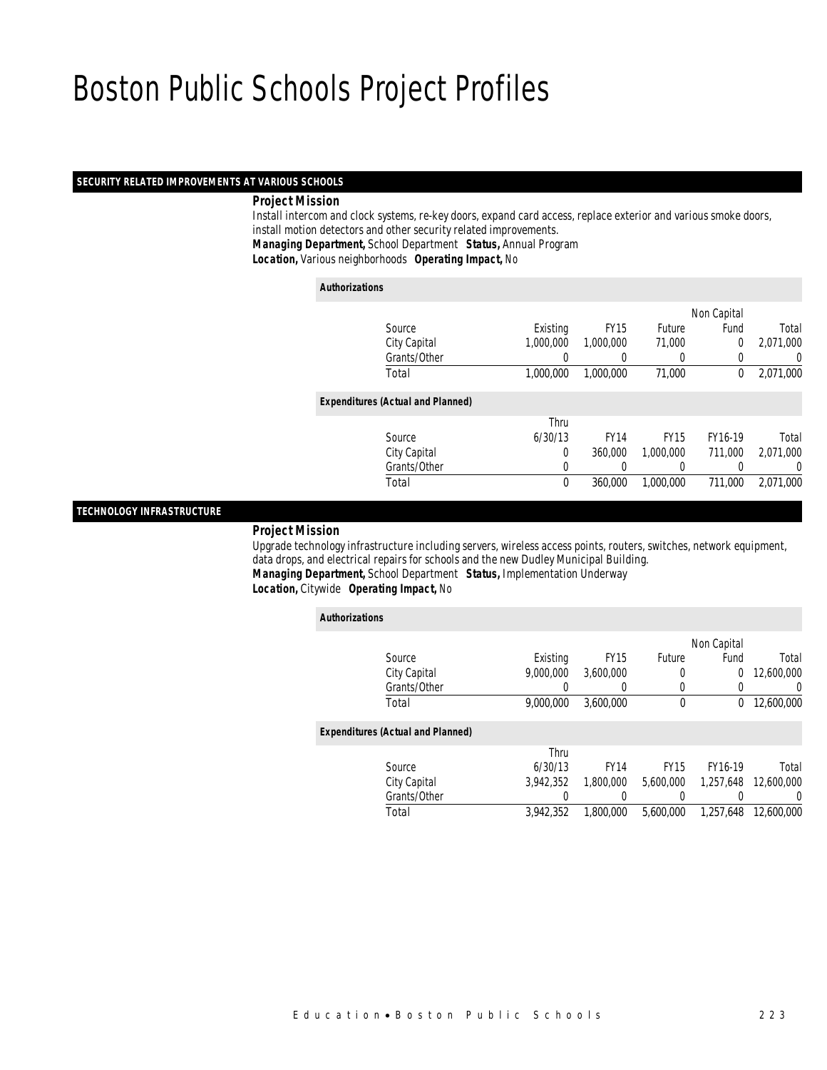# Boston Public Schools Project Profiles

## SECURITY RELATED IMPROVEMENTS AT VARIOUS SCHOOLS

***Project Mission***

Install intercom and clock systems, re-key doors, expand card access, replace exterior and various smoke doors, install motion detectors and other security related improvements.

***Managing Department,*** School Department ***Status,*** Annual Program

***Location,*** Various neighborhoods ***Operating Impact,*** No

***Authorizations***

| Source | Existing | FY15 | Future | Non Capital Fund | Total |
|---|---|---|---|---|---|
| City Capital | 1,000,000 | 1,000,000 | 71,000 | 0 | 2,071,000 |
| Grants/Other | 0 | 0 | 0 | 0 | 0 |
| Total | 1,000,000 | 1,000,000 | 71,000 | 0 | 2,071,000 |

***Expenditures (Actual and Planned)***

| Source | Thru 6/30/13 | FY14 | FY15 | FY16-19 | Total |
|---|---|---|---|---|---|
| City Capital | 0 | 360,000 | 1,000,000 | 711,000 | 2,071,000 |
| Grants/Other | 0 | 0 | 0 | 0 | 0 |
| Total | 0 | 360,000 | 1,000,000 | 711,000 | 2,071,000 |

## TECHNOLOGY INFRASTRUCTURE

***Project Mission***

Upgrade technology infrastructure including servers, wireless access points, routers, switches, network equipment, data drops, and electrical repairs for schools and the new Dudley Municipal Building.

***Managing Department,*** School Department ***Status,*** Implementation Underway

***Location,*** Citywide ***Operating Impact,*** No

***Authorizations***

| Source | Existing | FY15 | Future | Non Capital Fund | Total |
|---|---|---|---|---|---|
| City Capital | 9,000,000 | 3,600,000 | 0 | 0 | 12,600,000 |
| Grants/Other | 0 | 0 | 0 | 0 | 0 |
| Total | 9,000,000 | 3,600,000 | 0 | 0 | 12,600,000 |

***Expenditures (Actual and Planned)***

| Source | Thru 6/30/13 | FY14 | FY15 | FY16-19 | Total |
|---|---|---|---|---|---|
| City Capital | 3,942,352 | 1,800,000 | 5,600,000 | 1,257,648 | 12,600,000 |
| Grants/Other | 0 | 0 | 0 | 0 | 0 |
| Total | 3,942,352 | 1,800,000 | 5,600,000 | 1,257,648 | 12,600,000 |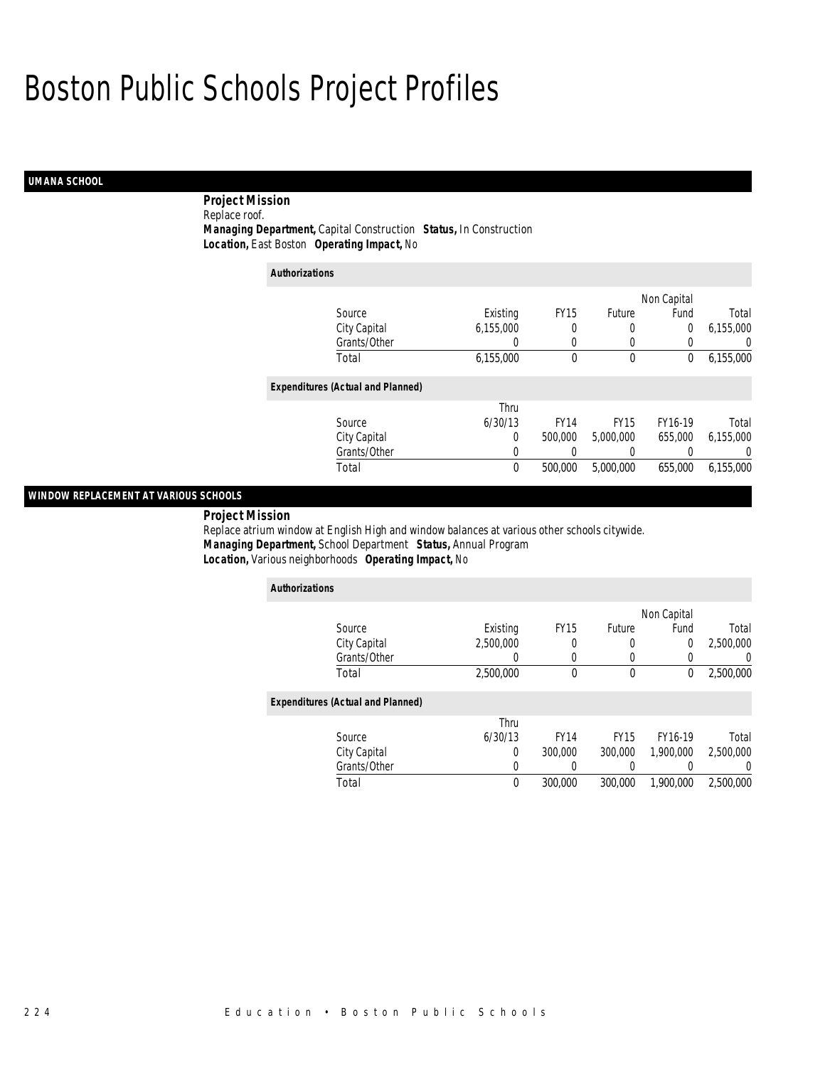# Boston Public Schools Project Profiles

## UMANA SCHOOL

**Project Mission**
Replace roof.
**Managing Department,** Capital Construction **Status,** In Construction
**Location,** East Boston **Operating Impact,** No

*Authorizations*

| Source | Existing | FY15 | Future | Non Capital Fund | Total |
|---|---|---|---|---|---|
| City Capital | 6,155,000 | 0 | 0 | 0 | 6,155,000 |
| Grants/Other | 0 | 0 | 0 | 0 | 0 |
| Total | 6,155,000 | 0 | 0 | 0 | 6,155,000 |

*Expenditures (Actual and Planned)*

| Source | Thru 6/30/13 | FY14 | FY15 | FY16-19 | Total |
|---|---|---|---|---|---|
| City Capital | 0 | 500,000 | 5,000,000 | 655,000 | 6,155,000 |
| Grants/Other | 0 | 0 | 0 | 0 | 0 |
| Total | 0 | 500,000 | 5,000,000 | 655,000 | 6,155,000 |

## WINDOW REPLACEMENT AT VARIOUS SCHOOLS

**Project Mission**
Replace atrium window at English High and window balances at various other schools citywide.
**Managing Department,** School Department **Status,** Annual Program
**Location,** Various neighborhoods **Operating Impact,** No

*Authorizations*

| Source | Existing | FY15 | Future | Non Capital Fund | Total |
|---|---|---|---|---|---|
| City Capital | 2,500,000 | 0 | 0 | 0 | 2,500,000 |
| Grants/Other | 0 | 0 | 0 | 0 | 0 |
| Total | 2,500,000 | 0 | 0 | 0 | 2,500,000 |

*Expenditures (Actual and Planned)*

| Source | Thru 6/30/13 | FY14 | FY15 | FY16-19 | Total |
|---|---|---|---|---|---|
| City Capital | 0 | 300,000 | 300,000 | 1,900,000 | 2,500,000 |
| Grants/Other | 0 | 0 | 0 | 0 | 0 |
| Total | 0 | 300,000 | 300,000 | 1,900,000 | 2,500,000 |